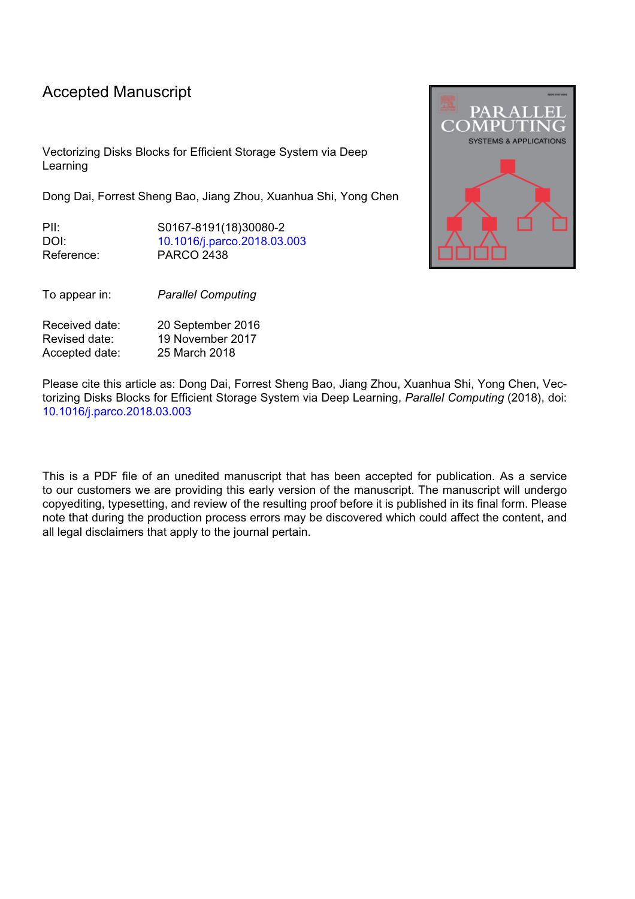# Accepted Manuscript

Vectorizing Disks Blocks for Efficient Storage System via Deep Learning

Dong Dai, Forrest Sheng Bao, Jiang Zhou, Xuanhua Shi, Yong Chen

| | |
|---|---|
| PII: | S0167-8191(18)30080-2 |
| DOI: | 10.1016/j.parco.2018.03.003 |
| Reference: | PARCO 2438 |

To appear in: *Parallel Computing*

| | |
|---|---|
| Received date: | 20 September 2016 |
| Revised date: | 19 November 2017 |
| Accepted date: | 25 March 2018 |

Please cite this article as: Dong Dai, Forrest Sheng Bao, Jiang Zhou, Xuanhua Shi, Yong Chen, Vectorizing Disks Blocks for Efficient Storage System via Deep Learning, *Parallel Computing* (2018), doi: 10.1016/j.parco.2018.03.003

This is a PDF file of an unedited manuscript that has been accepted for publication. As a service to our customers we are providing this early version of the manuscript. The manuscript will undergo copyediting, typesetting, and review of the resulting proof before it is published in its final form. Please note that during the production process errors may be discovered which could affect the content, and all legal disclaimers that apply to the journal pertain.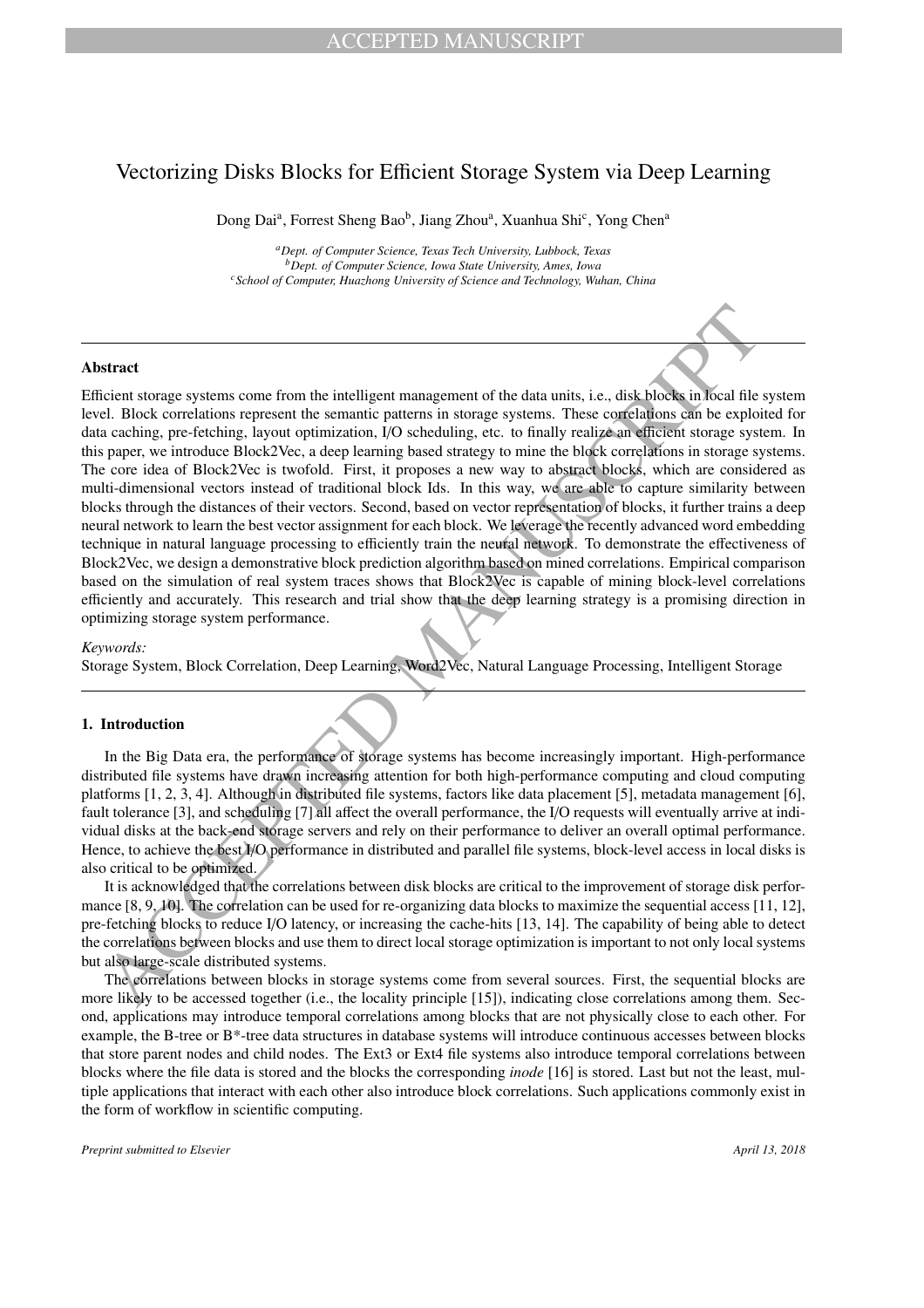# Vectorizing Disks Blocks for Efficient Storage System via Deep Learning

Dong Dai[a], Forrest Sheng Bao[b], Jiang Zhou[a], Xuanhua Shi[c], Yong Chen[a]

[a]*Dept. of Computer Science, Texas Tech University, Lubbock, Texas*
[b]*Dept. of Computer Science, Iowa State University, Ames, Iowa*
[c]*School of Computer, Huazhong University of Science and Technology, Wuhan, China*

---

**Abstract**

Efficient storage systems come from the intelligent management of the data units, i.e., disk blocks in local file system level. Block correlations represent the semantic patterns in storage systems. These correlations can be exploited for data caching, pre-fetching, layout optimization, I/O scheduling, etc. to finally realize an efficient storage system. In this paper, we introduce Block2Vec, a deep learning based strategy to mine the block correlations in storage systems. The core idea of Block2Vec is twofold. First, it proposes a new way to abstract blocks, which are considered as multi-dimensional vectors instead of traditional block Ids. In this way, we are able to capture similarity between blocks through the distances of their vectors. Second, based on vector representation of blocks, it further trains a deep neural network to learn the best vector assignment for each block. We leverage the recently advanced word embedding technique in natural language processing to efficiently train the neural network. To demonstrate the effectiveness of Block2Vec, we design a demonstrative block prediction algorithm based on mined correlations. Empirical comparison based on the simulation of real system traces shows that Block2Vec is capable of mining block-level correlations efficiently and accurately. This research and trial show that the deep learning strategy is a promising direction in optimizing storage system performance.

*Keywords:*
Storage System, Block Correlation, Deep Learning, Word2Vec, Natural Language Processing, Intelligent Storage

---

## 1. Introduction

In the Big Data era, the performance of storage systems has become increasingly important. High-performance distributed file systems have drawn increasing attention for both high-performance computing and cloud computing platforms [1, 2, 3, 4]. Although in distributed file systems, factors like data placement [5], metadata management [6], fault tolerance [3], and scheduling [7] all affect the overall performance, the I/O requests will eventually arrive at individual disks at the back-end storage servers and rely on their performance to deliver an overall optimal performance. Hence, to achieve the best I/O performance in distributed and parallel file systems, block-level access in local disks is also critical to be optimized.

It is acknowledged that the correlations between disk blocks are critical to the improvement of storage disk performance [8, 9, 10]. The correlation can be used for re-organizing data blocks to maximize the sequential access [11, 12], pre-fetching blocks to reduce I/O latency, or increasing the cache-hits [13, 14]. The capability of being able to detect the correlations between blocks and use them to direct local storage optimization is important to not only local systems but also large-scale distributed systems.

The correlations between blocks in storage systems come from several sources. First, the sequential blocks are more likely to be accessed together (i.e., the locality principle [15]), indicating close correlations among them. Second, applications may introduce temporal correlations among blocks that are not physically close to each other. For example, the B-tree or B*-tree data structures in database systems will introduce continuous accesses between blocks that store parent nodes and child nodes. The Ext3 or Ext4 file systems also introduce temporal correlations between blocks where the file data is stored and the blocks the corresponding *inode* [16] is stored. Last but not the least, multiple applications that interact with each other also introduce block correlations. Such applications commonly exist in the form of workflow in scientific computing.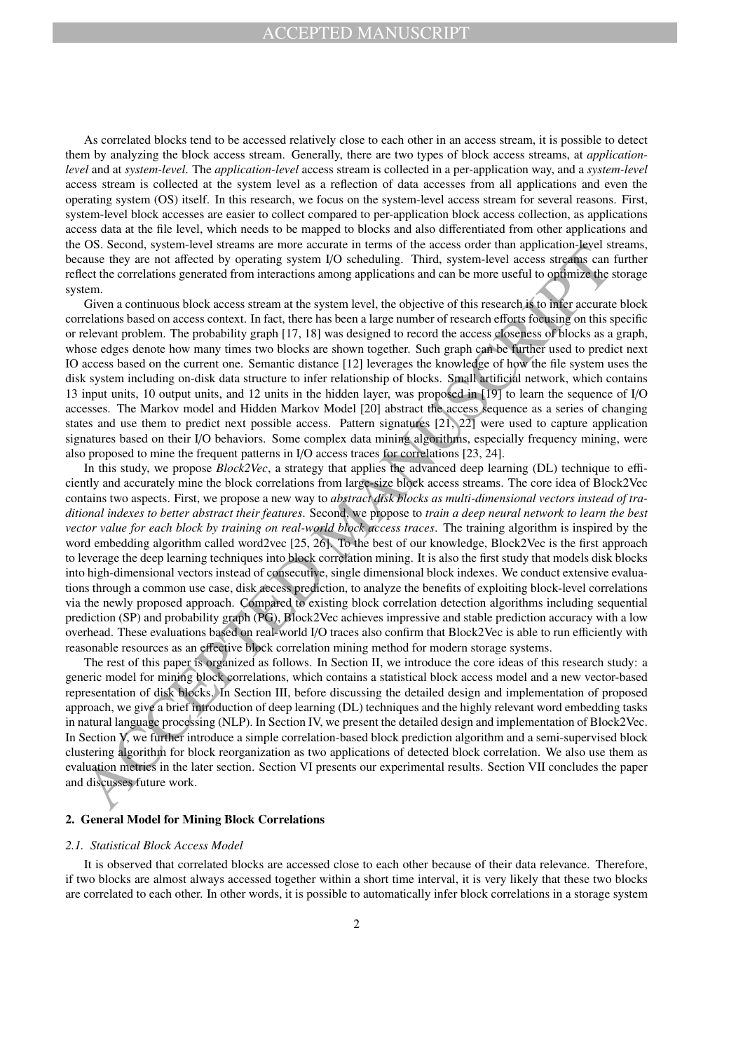As correlated blocks tend to be accessed relatively close to each other in an access stream, it is possible to detect them by analyzing the block access stream. Generally, there are two types of block access streams, at *application-level* and at *system-level*. The *application-level* access stream is collected in a per-application way, and a *system-level* access stream is collected at the system level as a reflection of data accesses from all applications and even the operating system (OS) itself. In this research, we focus on the system-level access stream for several reasons. First, system-level block accesses are easier to collect compared to per-application block access collection, as applications access data at the file level, which needs to be mapped to blocks and also differentiated from other applications and the OS. Second, system-level streams are more accurate in terms of the access order than application-level streams, because they are not affected by operating system I/O scheduling. Third, system-level access streams can further reflect the correlations generated from interactions among applications and can be more useful to optimize the storage system.

Given a continuous block access stream at the system level, the objective of this research is to infer accurate block correlations based on access context. In fact, there has been a large number of research efforts focusing on this specific or relevant problem. The probability graph [17, 18] was designed to record the access closeness of blocks as a graph, whose edges denote how many times two blocks are shown together. Such graph can be further used to predict next IO access based on the current one. Semantic distance [12] leverages the knowledge of how the file system uses the disk system including on-disk data structure to infer relationship of blocks. Small artificial network, which contains 13 input units, 10 output units, and 12 units in the hidden layer, was proposed in [19] to learn the sequence of I/O accesses. The Markov model and Hidden Markov Model [20] abstract the access sequence as a series of changing states and use them to predict next possible access. Pattern signatures [21, 22] were used to capture application signatures based on their I/O behaviors. Some complex data mining algorithms, especially frequency mining, were also proposed to mine the frequent patterns in I/O access traces for correlations [23, 24].

In this study, we propose *Block2Vec*, a strategy that applies the advanced deep learning (DL) technique to efficiently and accurately mine the block correlations from large-size block access streams. The core idea of Block2Vec contains two aspects. First, we propose a new way to *abstract disk blocks as multi-dimensional vectors instead of traditional indexes to better abstract their features*. Second, we propose to *train a deep neural network to learn the best vector value for each block by training on real-world block access traces*. The training algorithm is inspired by the word embedding algorithm called word2vec [25, 26]. To the best of our knowledge, Block2Vec is the first approach to leverage the deep learning techniques into block correlation mining. It is also the first study that models disk blocks into high-dimensional vectors instead of consecutive, single dimensional block indexes. We conduct extensive evaluations through a common use case, disk access prediction, to analyze the benefits of exploiting block-level correlations via the newly proposed approach. Compared to existing block correlation detection algorithms including sequential prediction (SP) and probability graph (PG), Block2Vec achieves impressive and stable prediction accuracy with a low overhead. These evaluations based on real-world I/O traces also confirm that Block2Vec is able to run efficiently with reasonable resources as an effective block correlation mining method for modern storage systems.

The rest of this paper is organized as follows. In Section II, we introduce the core ideas of this research study: a generic model for mining block correlations, which contains a statistical block access model and a new vector-based representation of disk blocks. In Section III, before discussing the detailed design and implementation of proposed approach, we give a brief introduction of deep learning (DL) techniques and the highly relevant word embedding tasks in natural language processing (NLP). In Section IV, we present the detailed design and implementation of Block2Vec. In Section V, we further introduce a simple correlation-based block prediction algorithm and a semi-supervised block clustering algorithm for block reorganization as two applications of detected block correlation. We also use them as evaluation metrics in the later section. Section VI presents our experimental results. Section VII concludes the paper and discusses future work.

## 2. General Model for Mining Block Correlations

### 2.1. Statistical Block Access Model

It is observed that correlated blocks are accessed close to each other because of their data relevance. Therefore, if two blocks are almost always accessed together within a short time interval, it is very likely that these two blocks are correlated to each other. In other words, it is possible to automatically infer block correlations in a storage system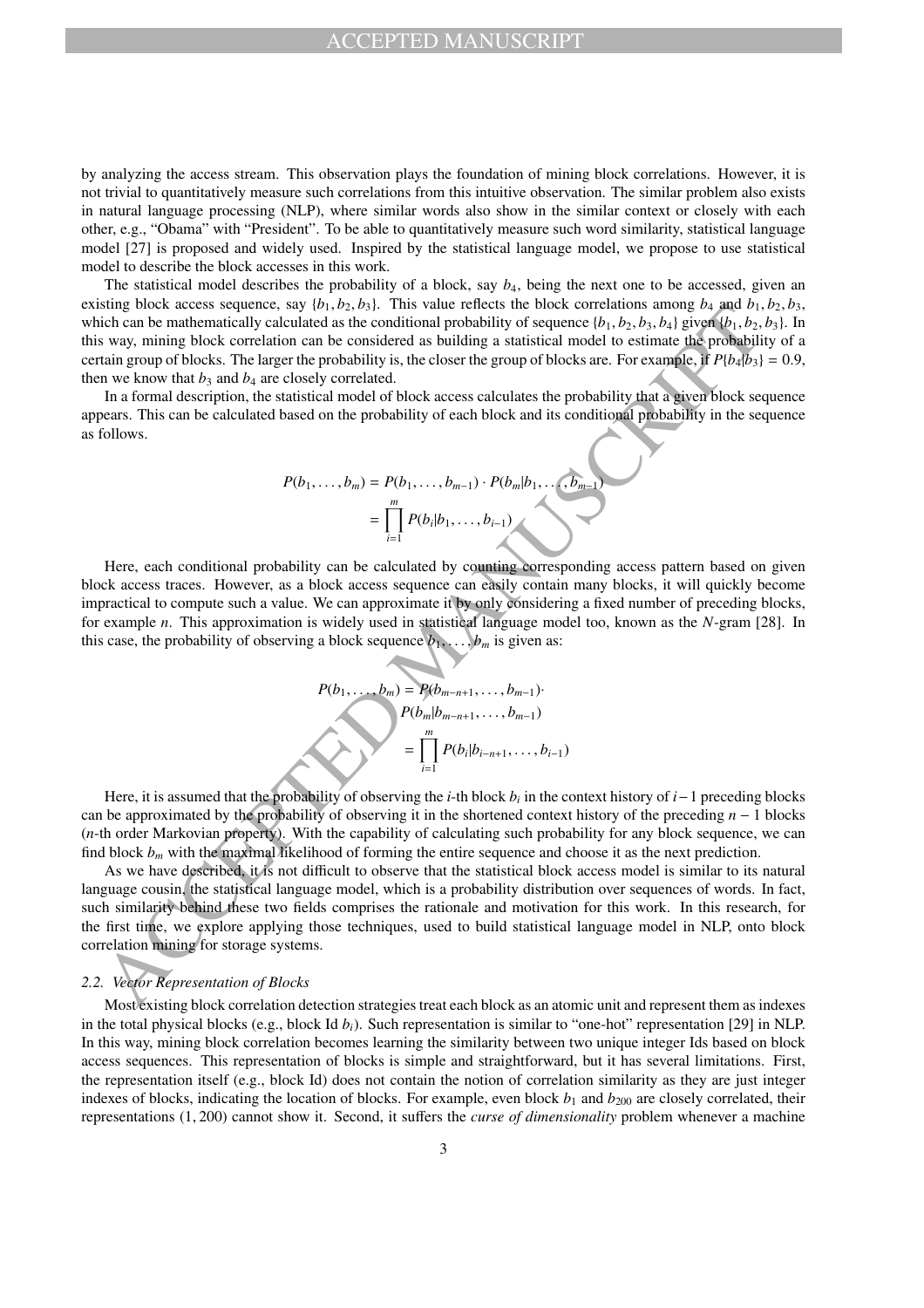by analyzing the access stream. This observation plays the foundation of mining block correlations. However, it is not trivial to quantitatively measure such correlations from this intuitive observation. The similar problem also exists in natural language processing (NLP), where similar words also show in the similar context or closely with each other, e.g., "Obama" with "President". To be able to quantitatively measure such word similarity, statistical language model [27] is proposed and widely used. Inspired by the statistical language model, we propose to use statistical model to describe the block accesses in this work.

The statistical model describes the probability of a block, say $b_4$, being the next one to be accessed, given an existing block access sequence, say $\{b_1, b_2, b_3\}$. This value reflects the block correlations among $b_4$ and $b_1, b_2, b_3$, which can be mathematically calculated as the conditional probability of sequence $\{b_1, b_2, b_3, b_4\}$ given $\{b_1, b_2, b_3\}$. In this way, mining block correlation can be considered as building a statistical model to estimate the probability of a certain group of blocks. The larger the probability is, the closer the group of blocks are. For example, if $P\{b_4|b_3\} = 0.9$, then we know that $b_3$ and $b_4$ are closely correlated.

In a formal description, the statistical model of block access calculates the probability that a given block sequence appears. This can be calculated based on the probability of each block and its conditional probability in the sequence as follows.

$$
\begin{aligned}
P(b_1, \ldots, b_m) &= P(b_1, \ldots, b_{m-1}) \cdot P(b_m|b_1, \ldots, b_{m-1}) \\
&= \prod_{i=1}^{m} P(b_i|b_1, \ldots, b_{i-1})
\end{aligned}
$$

Here, each conditional probability can be calculated by counting corresponding access pattern based on given block access traces. However, as a block access sequence can easily contain many blocks, it will quickly become impractical to compute such a value. We can approximate it by only considering a fixed number of preceding blocks, for example $n$. This approximation is widely used in statistical language model too, known as the $N$-gram [28]. In this case, the probability of observing a block sequence $b_1, \ldots, b_m$ is given as:

$$
\begin{aligned}
P(b_1, \ldots, b_m) = P(b_{m-n+1}, &\ldots, b_{m-1}) \cdot \\
&P(b_m|b_{m-n+1}, \ldots, b_{m-1}) \\
&= \prod_{i=1}^{m} P(b_i|b_{i-n+1}, \ldots, b_{i-1})
\end{aligned}
$$

Here, it is assumed that the probability of observing the $i$-th block $b_i$ in the context history of $i-1$ preceding blocks can be approximated by the probability of observing it in the shortened context history of the preceding $n-1$ blocks ($n$-th order Markovian property). With the capability of calculating such probability for any block sequence, we can find block $b_m$ with the maximal likelihood of forming the entire sequence and choose it as the next prediction.

As we have described, it is not difficult to observe that the statistical block access model is similar to its natural language cousin, the statistical language model, which is a probability distribution over sequences of words. In fact, such similarity behind these two fields comprises the rationale and motivation for this work. In this research, for the first time, we explore applying those techniques, used to build statistical language model in NLP, onto block correlation mining for storage systems.

### 2.2. Vector Representation of Blocks

Most existing block correlation detection strategies treat each block as an atomic unit and represent them as indexes in the total physical blocks (e.g., block Id $b_i$). Such representation is similar to "one-hot" representation [29] in NLP. In this way, mining block correlation becomes learning the similarity between two unique integer Ids based on block access sequences. This representation of blocks is simple and straightforward, but it has several limitations. First, the representation itself (e.g., block Id) does not contain the notion of correlation similarity as they are just integer indexes of blocks, indicating the location of blocks. For example, even block $b_1$ and $b_{200}$ are closely correlated, their representations $(1, 200)$ cannot show it. Second, it suffers the *curse of dimensionality* problem whenever a machine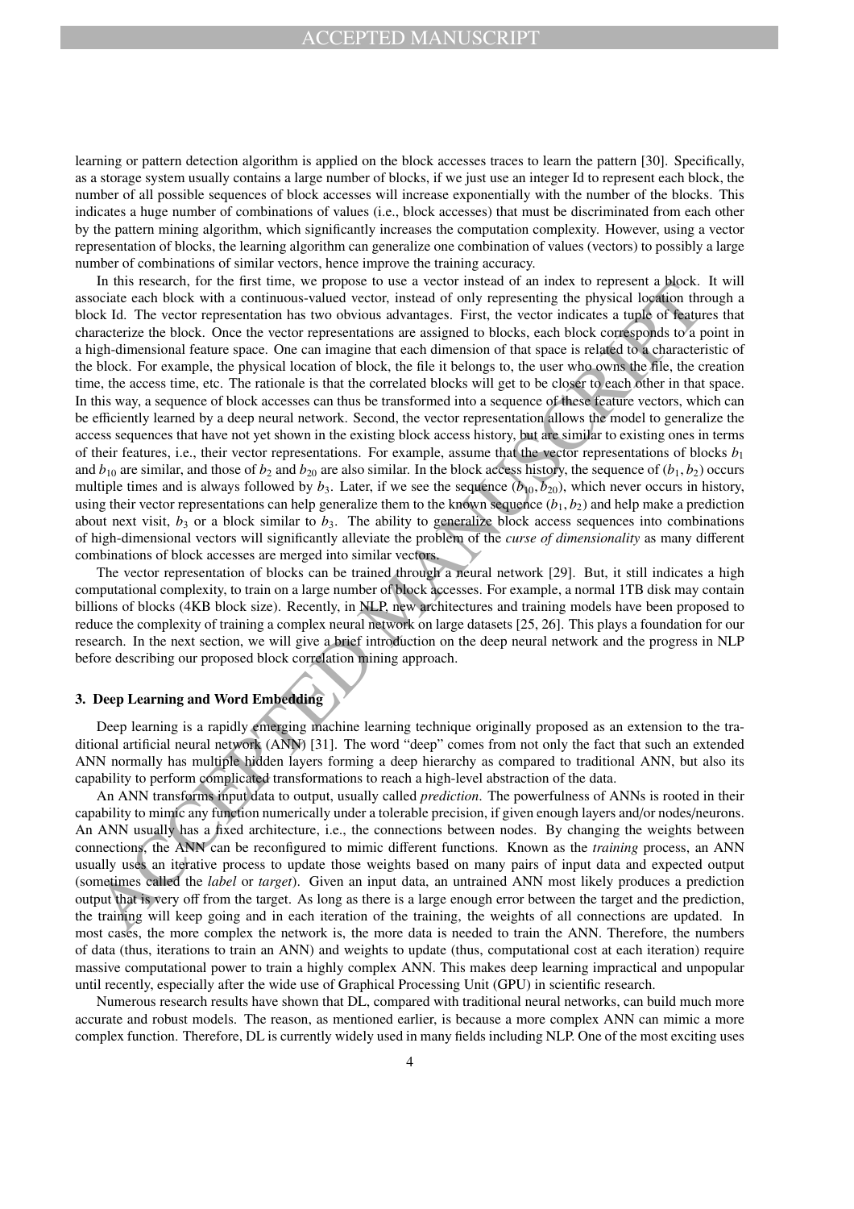learning or pattern detection algorithm is applied on the block accesses traces to learn the pattern [30]. Specifically, as a storage system usually contains a large number of blocks, if we just use an integer Id to represent each block, the number of all possible sequences of block accesses will increase exponentially with the number of the blocks. This indicates a huge number of combinations of values (i.e., block accesses) that must be discriminated from each other by the pattern mining algorithm, which significantly increases the computation complexity. However, using a vector representation of blocks, the learning algorithm can generalize one combination of values (vectors) to possibly a large number of combinations of similar vectors, hence improve the training accuracy.

In this research, for the first time, we propose to use a vector instead of an index to represent a block. It will associate each block with a continuous-valued vector, instead of only representing the physical location through a block Id. The vector representation has two obvious advantages. First, the vector indicates a tuple of features that characterize the block. Once the vector representations are assigned to blocks, each block corresponds to a point in a high-dimensional feature space. One can imagine that each dimension of that space is related to a characteristic of the block. For example, the physical location of block, the file it belongs to, the user who owns the file, the creation time, the access time, etc. The rationale is that the correlated blocks will get to be closer to each other in that space. In this way, a sequence of block accesses can thus be transformed into a sequence of these feature vectors, which can be efficiently learned by a deep neural network. Second, the vector representation allows the model to generalize the access sequences that have not yet shown in the existing block access history, but are similar to existing ones in terms of their features, i.e., their vector representations. For example, assume that the vector representations of blocks $b_1$ and $b_{10}$ are similar, and those of $b_2$ and $b_{20}$ are also similar. In the block access history, the sequence of $(b_1, b_2)$ occurs multiple times and is always followed by $b_3$. Later, if we see the sequence $(b_{10}, b_{20})$, which never occurs in history, using their vector representations can help generalize them to the known sequence $(b_1, b_2)$ and help make a prediction about next visit, $b_3$ or a block similar to $b_3$. The ability to generalize block access sequences into combinations of high-dimensional vectors will significantly alleviate the problem of the *curse of dimensionality* as many different combinations of block accesses are merged into similar vectors.

The vector representation of blocks can be trained through a neural network [29]. But, it still indicates a high computational complexity, to train on a large number of block accesses. For example, a normal 1TB disk may contain billions of blocks (4KB block size). Recently, in NLP, new architectures and training models have been proposed to reduce the complexity of training a complex neural network on large datasets [25, 26]. This plays a foundation for our research. In the next section, we will give a brief introduction on the deep neural network and the progress in NLP before describing our proposed block correlation mining approach.

## 3. Deep Learning and Word Embedding

Deep learning is a rapidly emerging machine learning technique originally proposed as an extension to the traditional artificial neural network (ANN) [31]. The word "deep" comes from not only the fact that such an extended ANN normally has multiple hidden layers forming a deep hierarchy as compared to traditional ANN, but also its capability to perform complicated transformations to reach a high-level abstraction of the data.

An ANN transforms input data to output, usually called *prediction*. The powerfulness of ANNs is rooted in their capability to mimic any function numerically under a tolerable precision, if given enough layers and/or nodes/neurons. An ANN usually has a fixed architecture, i.e., the connections between nodes. By changing the weights between connections, the ANN can be reconfigured to mimic different functions. Known as the *training* process, an ANN usually uses an iterative process to update those weights based on many pairs of input data and expected output (sometimes called the *label* or *target*). Given an input data, an untrained ANN most likely produces a prediction output that is very off from the target. As long as there is a large enough error between the target and the prediction, the training will keep going and in each iteration of the training, the weights of all connections are updated. In most cases, the more complex the network is, the more data is needed to train the ANN. Therefore, the numbers of data (thus, iterations to train an ANN) and weights to update (thus, computational cost at each iteration) require massive computational power to train a highly complex ANN. This makes deep learning impractical and unpopular until recently, especially after the wide use of Graphical Processing Unit (GPU) in scientific research.

Numerous research results have shown that DL, compared with traditional neural networks, can build much more accurate and robust models. The reason, as mentioned earlier, is because a more complex ANN can mimic a more complex function. Therefore, DL is currently widely used in many fields including NLP. One of the most exciting uses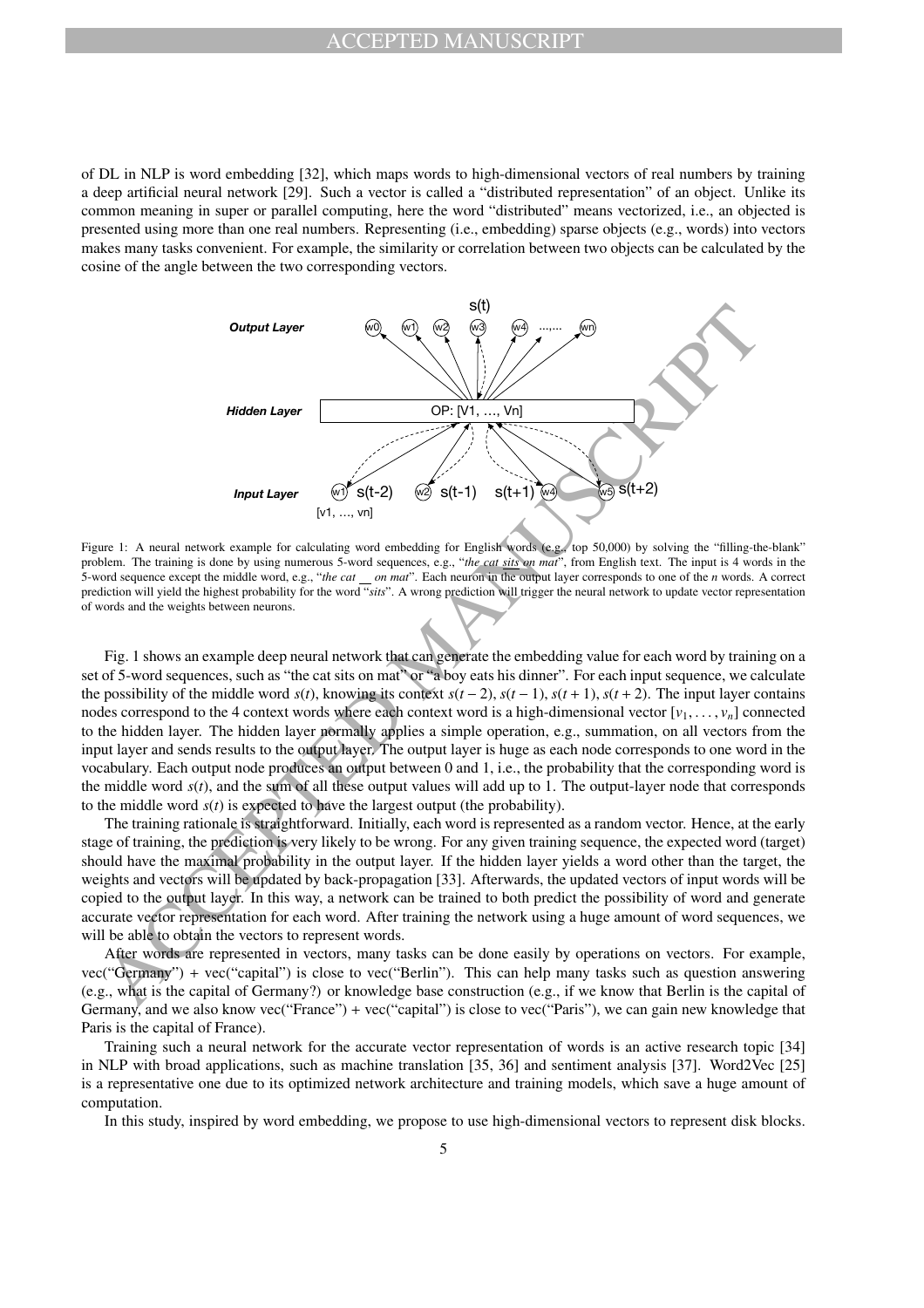of DL in NLP is word embedding [32], which maps words to high-dimensional vectors of real numbers by training a deep artificial neural network [29]. Such a vector is called a "distributed representation" of an object. Unlike its common meaning in super or parallel computing, here the word "distributed" means vectorized, i.e., an objected is presented using more than one real numbers. Representing (i.e., embedding) sparse objects (e.g., words) into vectors makes many tasks convenient. For example, the similarity or correlation between two objects can be calculated by the cosine of the angle between the two corresponding vectors.

Figure 1: A neural network example for calculating word embedding for English words (e.g., top 50,000) by solving the "filling-the-blank" problem. The training is done by using numerous 5-word sequences, e.g., "*the cat sits on mat*", from English text. The input is 4 words in the 5-word sequence except the middle word, e.g., "*the cat __ on mat*". Each neuron in the output layer corresponds to one of the *n* words. A correct prediction will yield the highest probability for the word "*sits*". A wrong prediction will trigger the neural network to update vector representation of words and the weights between neurons.

Fig. 1 shows an example deep neural network that can generate the embedding value for each word by training on a set of 5-word sequences, such as "the cat sits on mat" or "a boy eats his dinner". For each input sequence, we calculate the possibility of the middle word $s(t)$, knowing its context $s(t-2)$, $s(t-1)$, $s(t+1)$, $s(t+2)$. The input layer contains nodes correspond to the 4 context words where each context word is a high-dimensional vector $[v_1, \ldots, v_n]$ connected to the hidden layer. The hidden layer normally applies a simple operation, e.g., summation, on all vectors from the input layer and sends results to the output layer. The output layer is huge as each node corresponds to one word in the vocabulary. Each output node produces an output between 0 and 1, i.e., the probability that the corresponding word is the middle word $s(t)$, and the sum of all these output values will add up to 1. The output-layer node that corresponds to the middle word $s(t)$ is expected to have the largest output (the probability).

The training rationale is straightforward. Initially, each word is represented as a random vector. Hence, at the early stage of training, the prediction is very likely to be wrong. For any given training sequence, the expected word (target) should have the maximal probability in the output layer. If the hidden layer yields a word other than the target, the weights and vectors will be updated by back-propagation [33]. Afterwards, the updated vectors of input words will be copied to the output layer. In this way, a network can be trained to both predict the possibility of word and generate accurate vector representation for each word. After training the network using a huge amount of word sequences, we will be able to obtain the vectors to represent words.

After words are represented in vectors, many tasks can be done easily by operations on vectors. For example, vec("Germany") + vec("capital") is close to vec("Berlin"). This can help many tasks such as question answering (e.g., what is the capital of Germany?) or knowledge base construction (e.g., if we know that Berlin is the capital of Germany, and we also know vec("France") + vec("capital") is close to vec("Paris"), we can gain new knowledge that Paris is the capital of France).

Training such a neural network for the accurate vector representation of words is an active research topic [34] in NLP with broad applications, such as machine translation [35, 36] and sentiment analysis [37]. Word2Vec [25] is a representative one due to its optimized network architecture and training models, which save a huge amount of computation.

In this study, inspired by word embedding, we propose to use high-dimensional vectors to represent disk blocks.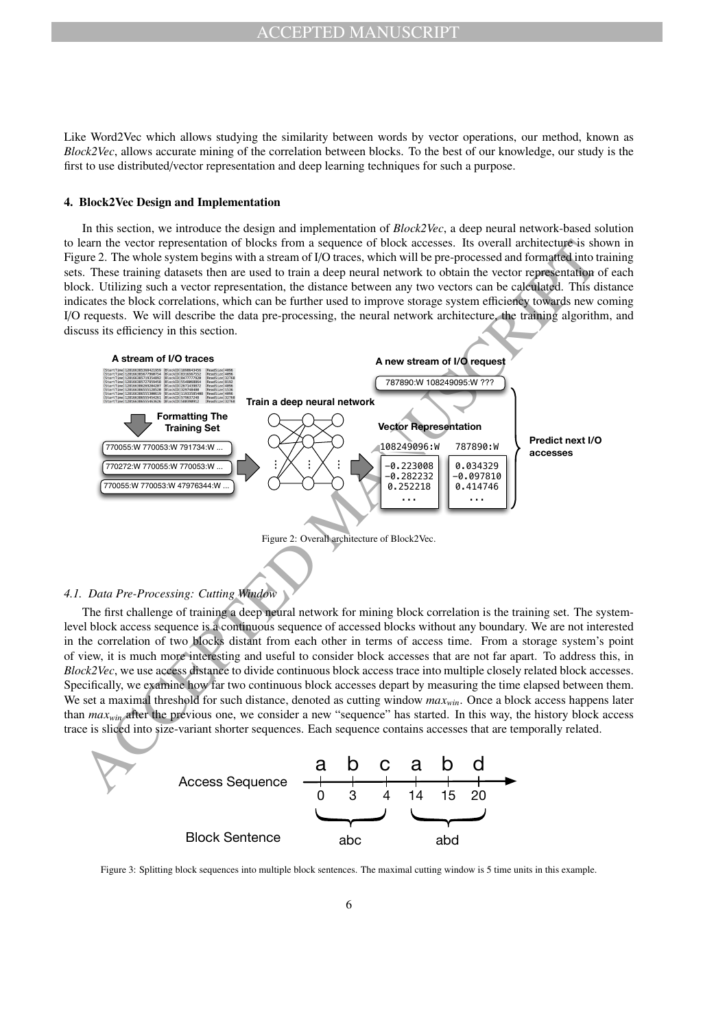Like Word2Vec which allows studying the similarity between words by vector operations, our method, known as *Block2Vec*, allows accurate mining of the correlation between blocks. To the best of our knowledge, our study is the first to use distributed/vector representation and deep learning techniques for such a purpose.

## 4. Block2Vec Design and Implementation

In this section, we introduce the design and implementation of *Block2Vec*, a deep neural network-based solution to learn the vector representation of blocks from a sequence of block accesses. Its overall architecture is shown in Figure 2. The whole system begins with a stream of I/O traces, which will be pre-processed and formatted into training sets. These training datasets then are used to train a deep neural network to obtain the vector representation of each block. Utilizing such a vector representation, the distance between any two vectors can be calculated. This distance indicates the block correlations, which can be further used to improve storage system efficiency towards new coming I/O requests. We will describe the data pre-processing, the neural network architecture, the training algorithm, and discuss its efficiency in this section.

Figure 2: Overall architecture of Block2Vec.

### 4.1. Data Pre-Processing: Cutting Window

The first challenge of training a deep neural network for mining block correlation is the training set. The system-level block access sequence is a continuous sequence of accessed blocks without any boundary. We are not interested in the correlation of two blocks distant from each other in terms of access time. From a storage system's point of view, it is much more interesting and useful to consider block accesses that are not far apart. To address this, in *Block2Vec*, we use access distance to divide continuous block access trace into multiple closely related block accesses. Specifically, we examine how far two continuous block accesses depart by measuring the time elapsed between them. We set a maximal threshold for such distance, denoted as cutting window $max_{win}$. Once a block access happens later than $max_{win}$ after the previous one, we consider a new "sequence" has started. In this way, the history block access trace is sliced into size-variant shorter sequences. Each sequence contains accesses that are temporally related.

Figure 3: Splitting block sequences into multiple block sentences. The maximal cutting window is 5 time units in this example.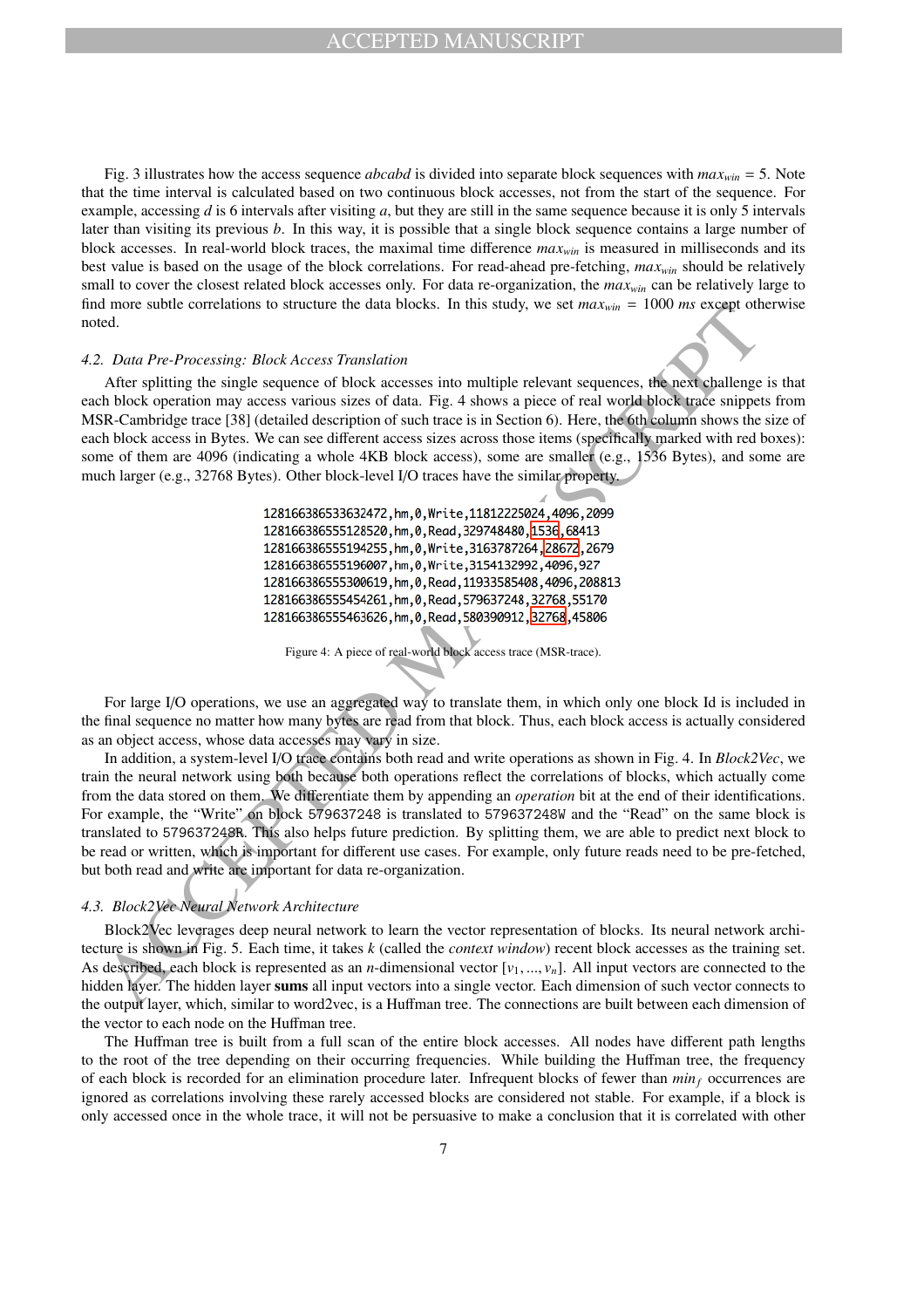Fig. 3 illustrates how the access sequence *abcabd* is divided into separate block sequences with $max_{win} = 5$. Note that the time interval is calculated based on two continuous block accesses, not from the start of the sequence. For example, accessing *d* is 6 intervals after visiting *a*, but they are still in the same sequence because it is only 5 intervals later than visiting its previous *b*. In this way, it is possible that a single block sequence contains a large number of block accesses. In real-world block traces, the maximal time difference $max_{win}$ is measured in milliseconds and its best value is based on the usage of the block correlations. For read-ahead pre-fetching, $max_{win}$ should be relatively small to cover the closest related block accesses only. For data re-organization, the $max_{win}$ can be relatively large to find more subtle correlations to structure the data blocks. In this study, we set $max_{win} = 1000$ *ms* except otherwise noted.

### 4.2. Data Pre-Processing: Block Access Translation

After splitting the single sequence of block accesses into multiple relevant sequences, the next challenge is that each block operation may access various sizes of data. Fig. 4 shows a piece of real world block trace snippets from MSR-Cambridge trace [38] (detailed description of such trace is in Section 6). Here, the 6th column shows the size of each block access in Bytes. We can see different access sizes across those items (specifically marked with red boxes): some of them are 4096 (indicating a whole 4KB block access), some are smaller (e.g., 1536 Bytes), and some are much larger (e.g., 32768 Bytes). Other block-level I/O traces have the similar property.

```
128166386533632472,hm,0,Write,11812225024,4096,2099
128166386555128520,hm,0,Read,329748480,1536,68413
128166386555194255,hm,0,Write,3163787264,28672,2679
128166386555196007,hm,0,Write,3154132992,4096,927
128166386555300619,hm,0,Read,11933585408,4096,208813
128166386555454261,hm,0,Read,579637248,32768,55170
128166386555463626,hm,0,Read,580390912,32768,45806
```

Figure 4: A piece of real-world block access trace (MSR-trace).

For large I/O operations, we use an aggregated way to translate them, in which only one block Id is included in the final sequence no matter how many bytes are read from that block. Thus, each block access is actually considered as an object access, whose data accesses may vary in size.

In addition, a system-level I/O trace contains both read and write operations as shown in Fig. 4. In *Block2Vec*, we train the neural network using both because both operations reflect the correlations of blocks, which actually come from the data stored on them. We differentiate them by appending an *operation* bit at the end of their identifications. For example, the "Write" on block `579637248` is translated to `579637248W` and the "Read" on the same block is translated to `579637248R`. This also helps future prediction. By splitting them, we are able to predict next block to be read or written, which is important for different use cases. For example, only future reads need to be pre-fetched, but both read and write are important for data re-organization.

### 4.3. Block2Vec Neural Network Architecture

Block2Vec leverages deep neural network to learn the vector representation of blocks. Its neural network architecture is shown in Fig. 5. Each time, it takes *k* (called the *context window*) recent block accesses as the training set. As described, each block is represented as an *n*-dimensional vector $[v_1, ..., v_n]$. All input vectors are connected to the hidden layer. The hidden layer **sums** all input vectors into a single vector. Each dimension of such vector connects to the output layer, which, similar to word2vec, is a Huffman tree. The connections are built between each dimension of the vector to each node on the Huffman tree.

The Huffman tree is built from a full scan of the entire block accesses. All nodes have different path lengths to the root of the tree depending on their occurring frequencies. While building the Huffman tree, the frequency of each block is recorded for an elimination procedure later. Infrequent blocks of fewer than $min_f$ occurrences are ignored as correlations involving these rarely accessed blocks are considered not stable. For example, if a block is only accessed once in the whole trace, it will not be persuasive to make a conclusion that it is correlated with other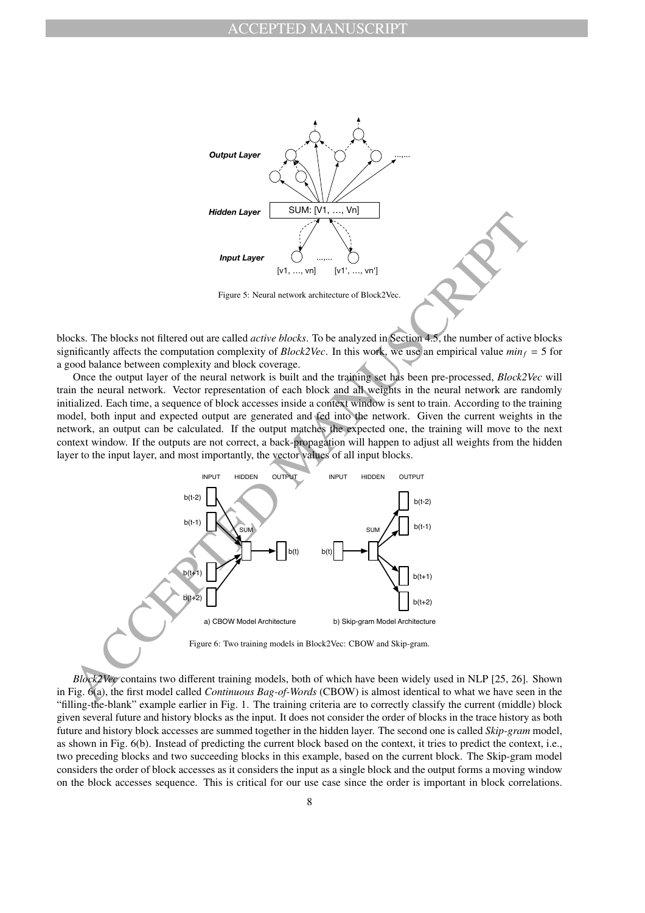Figure 5: Neural network architecture of Block2Vec.

blocks. The blocks not filtered out are called *active blocks*. To be analyzed in Section 4.5, the number of active blocks significantly affects the computation complexity of *Block2Vec*. In this work, we use an empirical value $min_f = 5$ for a good balance between complexity and block coverage.

Once the output layer of the neural network is built and the training set has been pre-processed, *Block2Vec* will train the neural network. Vector representation of each block and all weights in the neural network are randomly initialized. Each time, a sequence of block accesses inside a context window is sent to train. According to the training model, both input and expected output are generated and fed into the network. Given the current weights in the network, an output can be calculated. If the output matches the expected one, the training will move to the next context window. If the outputs are not correct, a back-propagation will happen to adjust all weights from the hidden layer to the input layer, and most importantly, the vector values of all input blocks.

Figure 6: Two training models in Block2Vec: CBOW and Skip-gram.

*Block2Vec* contains two different training models, both of which have been widely used in NLP [25, 26]. Shown in Fig. 6(a), the first model called *Continuous Bag-of-Words* (CBOW) is almost identical to what we have seen in the "filling-the-blank" example earlier in Fig. 1. The training criteria are to correctly classify the current (middle) block given several future and history blocks as the input. It does not consider the order of blocks in the trace history as both future and history block accesses are summed together in the hidden layer. The second one is called *Skip-gram* model, as shown in Fig. 6(b). Instead of predicting the current block based on the context, it tries to predict the context, i.e., two preceding blocks and two succeeding blocks in this example, based on the current block. The Skip-gram model considers the order of block accesses as it considers the input as a single block and the output forms a moving window on the block accesses sequence. This is critical for our use case since the order is important in block correlations.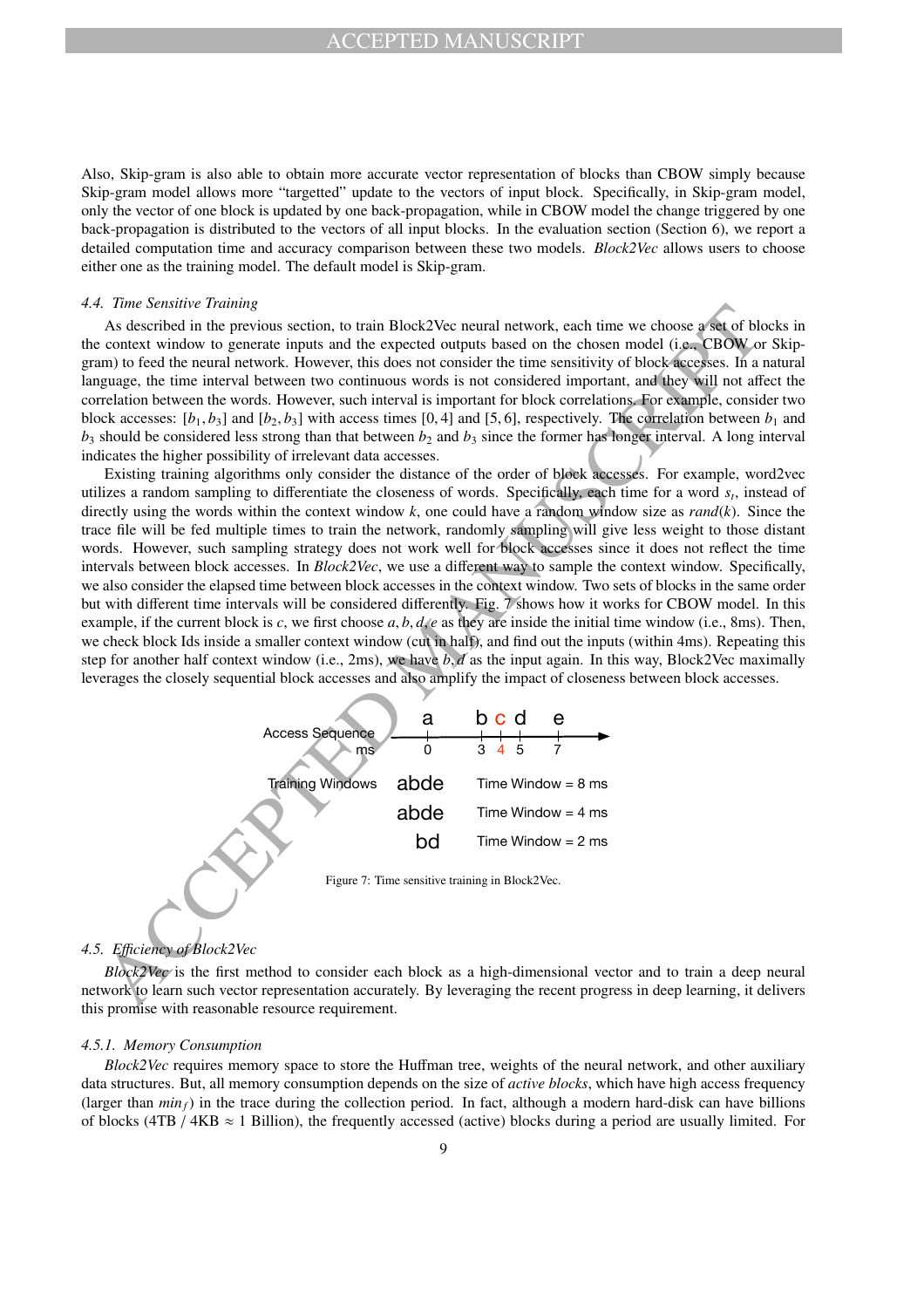Also, Skip-gram is also able to obtain more accurate vector representation of blocks than CBOW simply because Skip-gram model allows more "targetted" update to the vectors of input block. Specifically, in Skip-gram model, only the vector of one block is updated by one back-propagation, while in CBOW model the change triggered by one back-propagation is distributed to the vectors of all input blocks. In the evaluation section (Section 6), we report a detailed computation time and accuracy comparison between these two models. *Block2Vec* allows users to choose either one as the training model. The default model is Skip-gram.

### 4.4. Time Sensitive Training

As described in the previous section, to train Block2Vec neural network, each time we choose a set of blocks in the context window to generate inputs and the expected outputs based on the chosen model (i.e., CBOW or Skip-gram) to feed the neural network. However, this does not consider the time sensitivity of block accesses. In a natural language, the time interval between two continuous words is not considered important, and they will not affect the correlation between the words. However, such interval is important for block correlations. For example, consider two block accesses: $[b_1, b_3]$ and $[b_2, b_3]$ with access times $[0, 4]$ and $[5, 6]$, respectively. The correlation between $b_1$ and $b_3$ should be considered less strong than that between $b_2$ and $b_3$ since the former has longer interval. A long interval indicates the higher possibility of irrelevant data accesses.

Existing training algorithms only consider the distance of the order of block accesses. For example, word2vec utilizes a random sampling to differentiate the closeness of words. Specifically, each time for a word $s_t$, instead of directly using the words within the context window $k$, one could have a random window size as $rand(k)$. Since the trace file will be fed multiple times to train the network, randomly sampling will give less weight to those distant words. However, such sampling strategy does not work well for block accesses since it does not reflect the time intervals between block accesses. In *Block2Vec*, we use a different way to sample the context window. Specifically, we also consider the elapsed time between block accesses in the context window. Two sets of blocks in the same order but with different time intervals will be considered differently. Fig. 7 shows how it works for CBOW model. In this example, if the current block is $c$, we first choose $a, b, d, e$ as they are inside the initial time window (i.e., 8ms). Then, we check block Ids inside a smaller context window (cut in half), and find out the inputs (within 4ms). Repeating this step for another half context window (i.e., 2ms), we have $b, d$ as the input again. In this way, Block2Vec maximally leverages the closely sequential block accesses and also amplify the impact of closeness between block accesses.

| Access Sequence | a | b | c | d | e |
|---|---|---|---|---|---|
| ms | 0 | 3 | 4 | 5 | 7 |

| Training Windows | |
|---|---|
| abde | Time Window = 8 ms |
| abde | Time Window = 4 ms |
| bd | Time Window = 2 ms |

Figure 7: Time sensitive training in Block2Vec.

### 4.5. Efficiency of Block2Vec

*Block2Vec* is the first method to consider each block as a high-dimensional vector and to train a deep neural network to learn such vector representation accurately. By leveraging the recent progress in deep learning, it delivers this promise with reasonable resource requirement.

#### 4.5.1. Memory Consumption

*Block2Vec* requires memory space to store the Huffman tree, weights of the neural network, and other auxiliary data structures. But, all memory consumption depends on the size of *active blocks*, which have high access frequency (larger than $min_f$) in the trace during the collection period. In fact, although a modern hard-disk can have billions of blocks (4TB / 4KB $\approx$ 1 Billion), the frequently accessed (active) blocks during a period are usually limited. For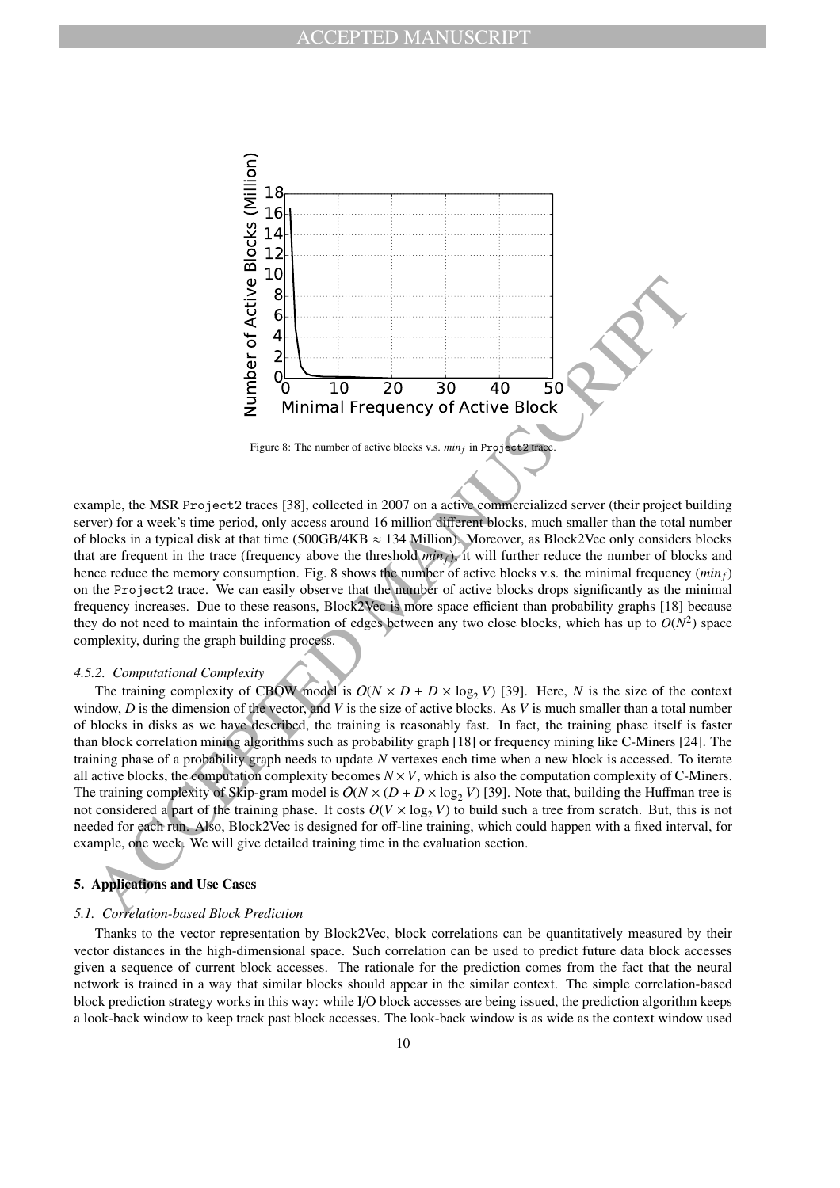Figure 8: The number of active blocks v.s. $min_f$ in Project2 trace.

example, the MSR Project2 traces [38], collected in 2007 on a active commercialized server (their project building server) for a week's time period, only access around 16 million different blocks, much smaller than the total number of blocks in a typical disk at that time (500GB/4KB $\approx$ 134 Million). Moreover, as Block2Vec only considers blocks that are frequent in the trace (frequency above the threshold $min_f$), it will further reduce the number of blocks and hence reduce the memory consumption. Fig. 8 shows the number of active blocks v.s. the minimal frequency ($min_f$) on the Project2 trace. We can easily observe that the number of active blocks drops significantly as the minimal frequency increases. Due to these reasons, Block2Vec is more space efficient than probability graphs [18] because they do not need to maintain the information of edges between any two close blocks, which has up to $O(N^2)$ space complexity, during the graph building process.

### *4.5.2. Computational Complexity*

The training complexity of CBOW model is $O(N \times D + D \times \log_2 V)$ [39]. Here, $N$ is the size of the context window, $D$ is the dimension of the vector, and $V$ is the size of active blocks. As $V$ is much smaller than a total number of blocks in disks as we have described, the training is reasonably fast. In fact, the training phase itself is faster than block correlation mining algorithms such as probability graph [18] or frequency mining like C-Miners [24]. The training phase of a probability graph needs to update $N$ vertexes each time when a new block is accessed. To iterate all active blocks, the computation complexity becomes $N \times V$, which is also the computation complexity of C-Miners. The training complexity of Skip-gram model is $O(N \times (D + D \times \log_2 V)$ [39]. Note that, building the Huffman tree is not considered a part of the training phase. It costs $O(V \times \log_2 V)$ to build such a tree from scratch. But, this is not needed for each run. Also, Block2Vec is designed for off-line training, which could happen with a fixed interval, for example, one week. We will give detailed training time in the evaluation section.

## 5. Applications and Use Cases

### *5.1. Correlation-based Block Prediction*

Thanks to the vector representation by Block2Vec, block correlations can be quantitatively measured by their vector distances in the high-dimensional space. Such correlation can be used to predict future data block accesses given a sequence of current block accesses. The rationale for the prediction comes from the fact that the neural network is trained in a way that similar blocks should appear in the similar context. The simple correlation-based block prediction strategy works in this way: while I/O block accesses are being issued, the prediction algorithm keeps a look-back window to keep track past block accesses. The look-back window is as wide as the context window used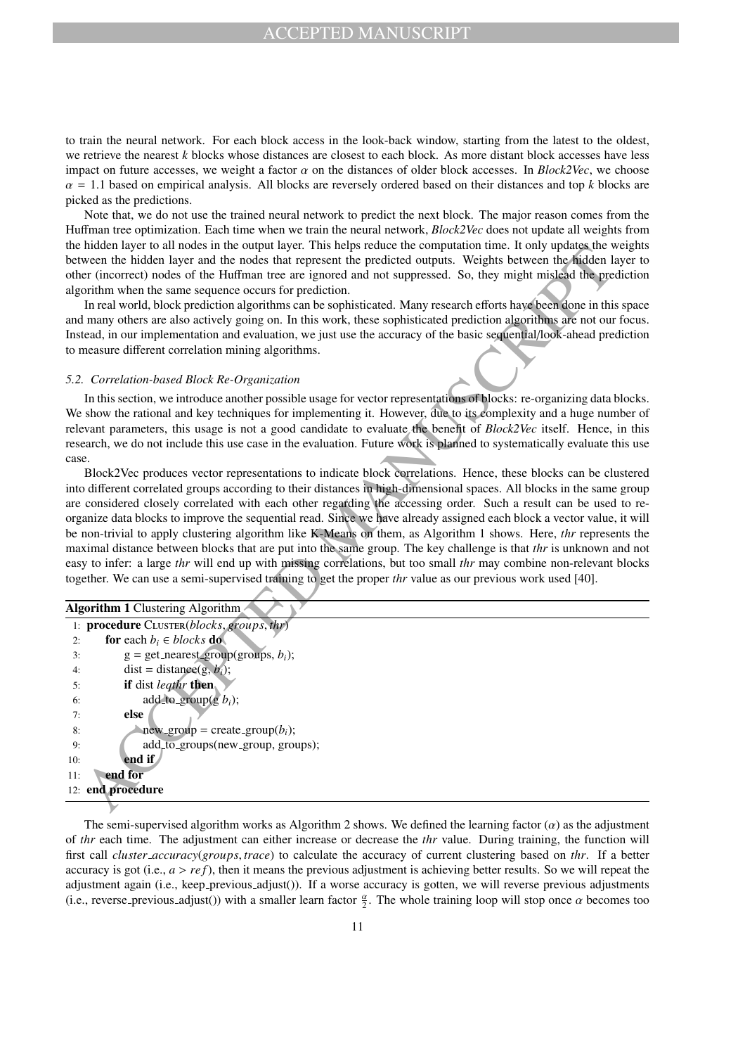to train the neural network. For each block access in the look-back window, starting from the latest to the oldest, we retrieve the nearest $k$ blocks whose distances are closest to each block. As more distant block accesses have less impact on future accesses, we weight a factor $\alpha$ on the distances of older block accesses. In *Block2Vec*, we choose $\alpha = 1.1$ based on empirical analysis. All blocks are reversely ordered based on their distances and top $k$ blocks are picked as the predictions.

Note that, we do not use the trained neural network to predict the next block. The major reason comes from the Huffman tree optimization. Each time when we train the neural network, *Block2Vec* does not update all weights from the hidden layer to all nodes in the output layer. This helps reduce the computation time. It only updates the weights between the hidden layer and the nodes that represent the predicted outputs. Weights between the hidden layer to other (incorrect) nodes of the Huffman tree are ignored and not suppressed. So, they might mislead the prediction algorithm when the same sequence occurs for prediction.

In real world, block prediction algorithms can be sophisticated. Many research efforts have been done in this space and many others are also actively going on. In this work, these sophisticated prediction algorithms are not our focus. Instead, in our implementation and evaluation, we just use the accuracy of the basic sequential/look-ahead prediction to measure different correlation mining algorithms.

### *5.2. Correlation-based Block Re-Organization*

In this section, we introduce another possible usage for vector representations of blocks: re-organizing data blocks. We show the rational and key techniques for implementing it. However, due to its complexity and a huge number of relevant parameters, this usage is not a good candidate to evaluate the benefit of *Block2Vec* itself. Hence, in this research, we do not include this use case in the evaluation. Future work is planned to systematically evaluate this use case.

Block2Vec produces vector representations to indicate block correlations. Hence, these blocks can be clustered into different correlated groups according to their distances in high-dimensional spaces. All blocks in the same group are considered closely correlated with each other regarding the accessing order. Such a result can be used to re-organize data blocks to improve the sequential read. Since we have already assigned each block a vector value, it will be non-trivial to apply clustering algorithm like K-Means on them, as Algorithm 1 shows. Here, *thr* represents the maximal distance between blocks that are put into the same group. The key challenge is that *thr* is unknown and not easy to infer: a large *thr* will end up with missing correlations, but too small *thr* may combine non-relevant blocks together. We can use a semi-supervised training to get the proper *thr* value as our previous work used [40].

**Algorithm 1** Clustering Algorithm

```
1:  procedure CLUSTER(blocks, groups, thr)
2:      for each b_i ∈ blocks do
3:          g = get_nearest_group(groups, b_i);
4:          dist = distance(g, b_i);
5:          if dist leqthr then
6:              add_to_group(g b_i);
7:          else
8:              new_group = create_group(b_i);
9:              add_to_groups(new_group, groups);
10:         end if
11:     end for
12: end procedure
```

The semi-supervised algorithm works as Algorithm 2 shows. We defined the learning factor ($\alpha$) as the adjustment of *thr* each time. The adjustment can either increase or decrease the *thr* value. During training, the function will first call *cluster_accuracy*(*groups*, *trace*) to calculate the accuracy of current clustering based on *thr*. If a better accuracy is got (i.e., $a > ref$), then it means the previous adjustment is achieving better results. So we will repeat the adjustment again (i.e., keep_previous_adjust()). If a worse accuracy is gotten, we will reverse previous adjustments (i.e., reverse_previous_adjust()) with a smaller learn factor $\frac{\alpha}{2}$. The whole training loop will stop once $\alpha$ becomes too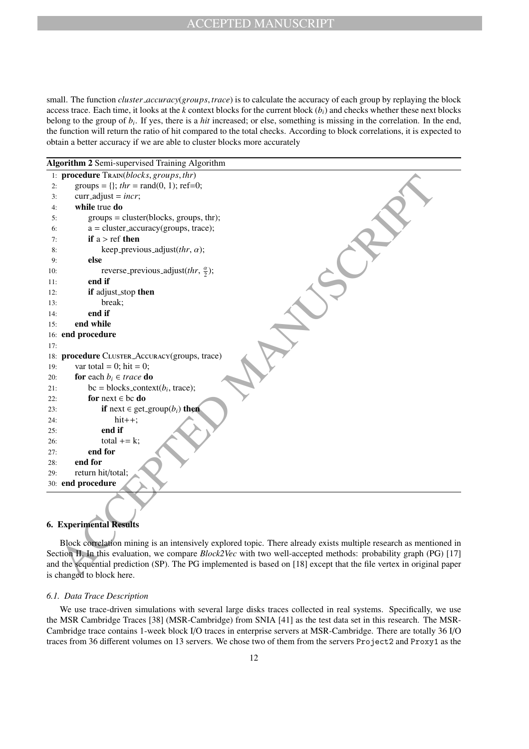small. The function *cluster_accuracy*(*groups*, *trace*) is to calculate the accuracy of each group by replaying the block access trace. Each time, it looks at the *k* context blocks for the current block ($b_i$) and checks whether these next blocks belong to the group of $b_i$. If yes, there is a *hit* increased; or else, something is missing in the correlation. In the end, the function will return the ratio of hit compared to the total checks. According to block correlations, it is expected to obtain a better accuracy if we are able to cluster blocks more accurately

**Algorithm 2** Semi-supervised Training Algorithm

```
1:  procedure TRAIN(blocks, groups, thr)
2:      groups = {}; thr = rand(0, 1); ref=0;
3:      curr_adjust = incr;
4:      while true do
5:          groups = cluster(blocks, groups, thr);
6:          a = cluster_accuracy(groups, trace);
7:          if a > ref then
8:              keep_previous_adjust(thr, α);
9:          else
10:             reverse_previous_adjust(thr, α/2);
11:         end if
12:         if adjust_stop then
13:             break;
14:         end if
15:     end while
16: end procedure
17:
18: procedure CLUSTER_ACCURACY(groups, trace)
19:     var total = 0; hit = 0;
20:     for each b_i ∈ trace do
21:         bc = blocks_context(b_i, trace);
22:         for next ∈ bc do
23:             if next ∈ get_group(b_i) then
24:                 hit++;
25:             end if
26:             total += k;
27:         end for
28:     end for
29:     return hit/total;
30: end procedure
```

## 6. Experimental Results

Block correlation mining is an intensively explored topic. There already exists multiple research as mentioned in Section II. In this evaluation, we compare *Block2Vec* with two well-accepted methods: probability graph (PG) [17] and the sequential prediction (SP). The PG implemented is based on [18] except that the file vertex in original paper is changed to block here.

### *6.1. Data Trace Description*

We use trace-driven simulations with several large disks traces collected in real systems. Specifically, we use the MSR Cambridge Traces [38] (MSR-Cambridge) from SNIA [41] as the test data set in this research. The MSR-Cambridge trace contains 1-week block I/O traces in enterprise servers at MSR-Cambridge. There are totally 36 I/O traces from 36 different volumes on 13 servers. We chose two of them from the servers `Project2` and `Proxy1` as the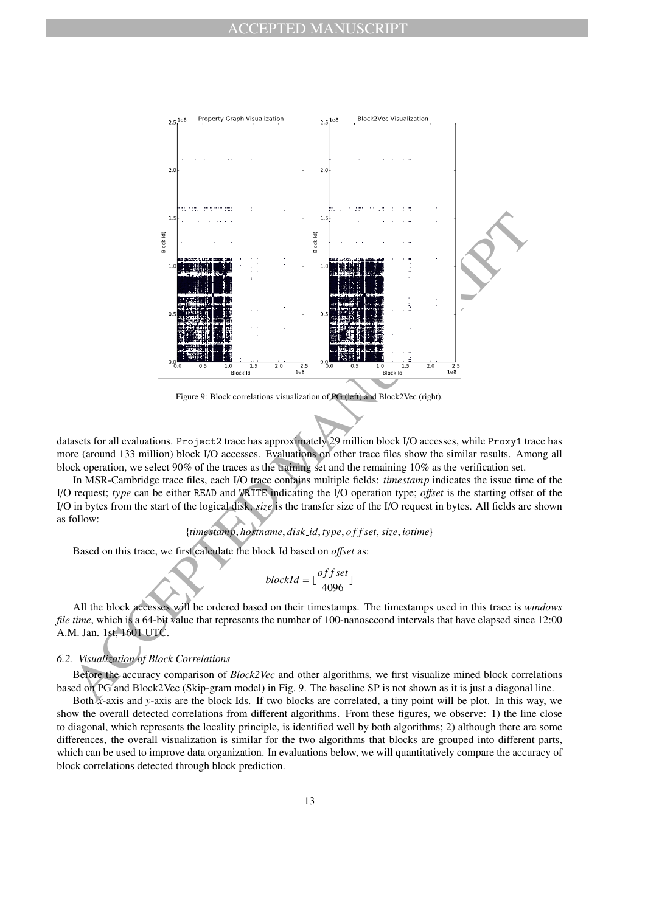Figure 9: Block correlations visualization of PG (left) and Block2Vec (right).

datasets for all evaluations. `Project2` trace has approximately 29 million block I/O accesses, while `Proxy1` trace has more (around 133 million) block I/O accesses. Evaluations on other trace files show the similar results. Among all block operation, we select 90% of the traces as the training set and the remaining 10% as the verification set.

In MSR-Cambridge trace files, each I/O trace contains multiple fields: *timestamp* indicates the issue time of the I/O request; *type* can be either `READ` and `WRITE` indicating the I/O operation type; *offset* is the starting offset of the I/O in bytes from the start of the logical disk; *size* is the transfer size of the I/O request in bytes. All fields are shown as follow:

$$\{timestamp, hostname, disk\_id, type, offset, size, iotime\}$$

Based on this trace, we first calculate the block Id based on *offset* as:

$$blockId = \lfloor \frac{offset}{4096} \rfloor$$

All the block accesses will be ordered based on their timestamps. The timestamps used in this trace is *windows file time*, which is a 64-bit value that represents the number of 100-nanosecond intervals that have elapsed since 12:00 A.M. Jan. 1st, 1601 UTC.

### 6.2. Visualization of Block Correlations

Before the accuracy comparison of *Block2Vec* and other algorithms, we first visualize mined block correlations based on PG and Block2Vec (Skip-gram model) in Fig. 9. The baseline SP is not shown as it is just a diagonal line.

Both $x$-axis and $y$-axis are the block Ids. If two blocks are correlated, a tiny point will be plot. In this way, we show the overall detected correlations from different algorithms. From these figures, we observe: 1) the line close to diagonal, which represents the locality principle, is identified well by both algorithms; 2) although there are some differences, the overall visualization is similar for the two algorithms that blocks are grouped into different parts, which can be used to improve data organization. In evaluations below, we will quantitatively compare the accuracy of block correlations detected through block prediction.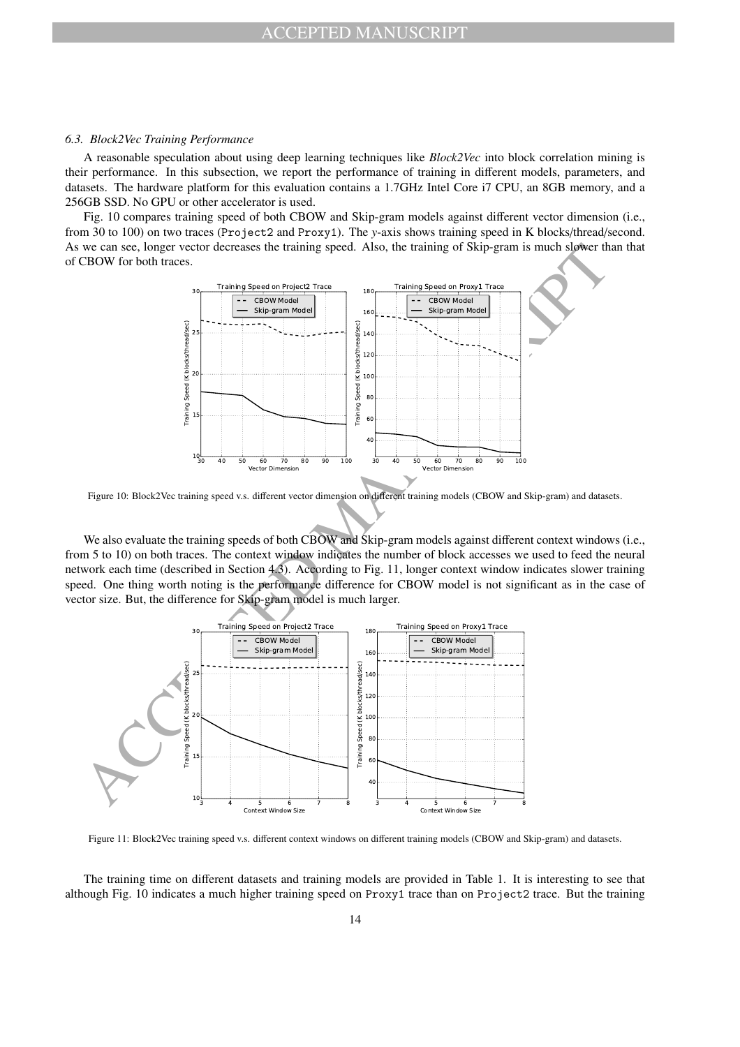### 6.3. Block2Vec Training Performance

A reasonable speculation about using deep learning techniques like *Block2Vec* into block correlation mining is their performance. In this subsection, we report the performance of training in different models, parameters, and datasets. The hardware platform for this evaluation contains a 1.7GHz Intel Core i7 CPU, an 8GB memory, and a 256GB SSD. No GPU or other accelerator is used.

Fig. 10 compares training speed of both CBOW and Skip-gram models against different vector dimension (i.e., from 30 to 100) on two traces (Project2 and Proxy1). The $y$-axis shows training speed in K blocks/thread/second. As we can see, longer vector decreases the training speed. Also, the training of Skip-gram is much slower than that of CBOW for both traces.

Figure 10: Block2Vec training speed v.s. different vector dimension on different training models (CBOW and Skip-gram) and datasets.

We also evaluate the training speeds of both CBOW and Skip-gram models against different context windows (i.e., from 5 to 10) on both traces. The context window indicates the number of block accesses we used to feed the neural network each time (described in Section 4.3). According to Fig. 11, longer context window indicates slower training speed. One thing worth noting is the performance difference for CBOW model is not significant as in the case of vector size. But, the difference for Skip-gram model is much larger.

Figure 11: Block2Vec training speed v.s. different context windows on different training models (CBOW and Skip-gram) and datasets.

The training time on different datasets and training models are provided in Table 1. It is interesting to see that although Fig. 10 indicates a much higher training speed on Proxy1 trace than on Project2 trace. But the training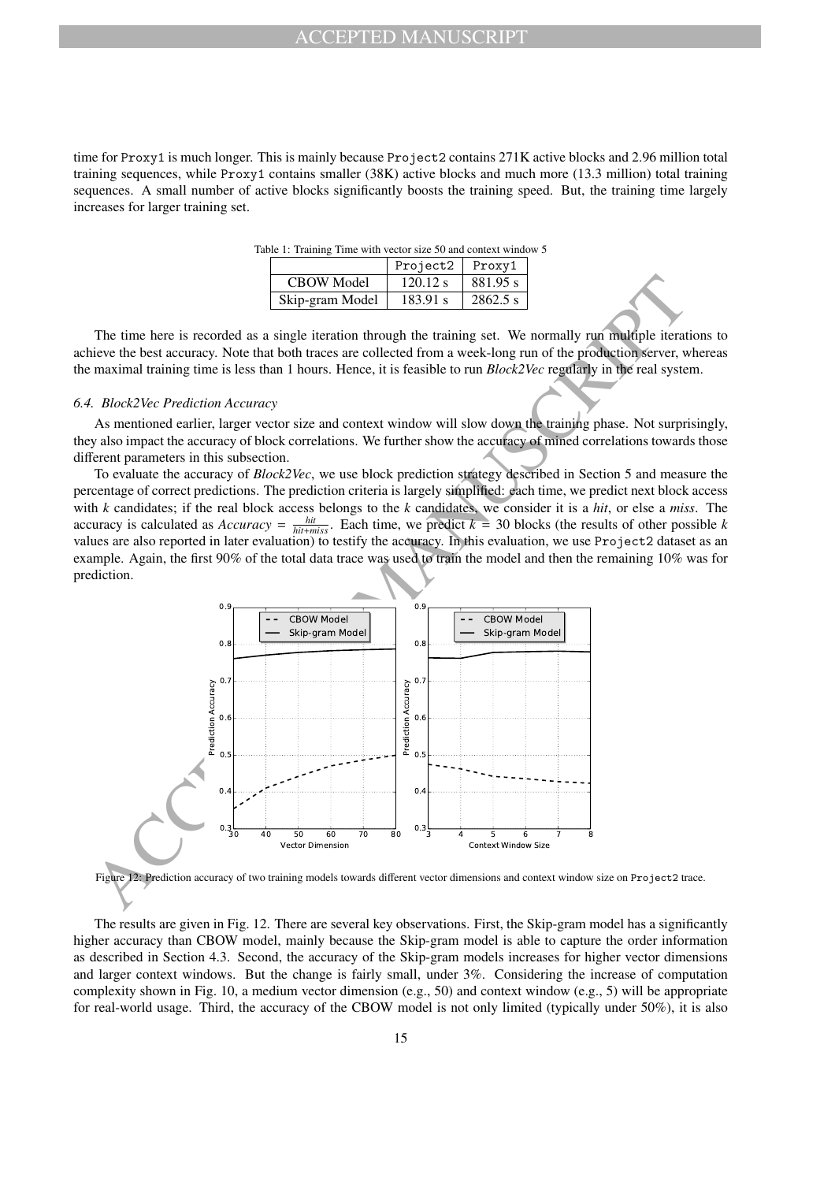time for Proxy1 is much longer. This is mainly because Project2 contains 271K active blocks and 2.96 million total training sequences, while Proxy1 contains smaller (38K) active blocks and much more (13.3 million) total training sequences. A small number of active blocks significantly boosts the training speed. But, the training time largely increases for larger training set.

Table 1: Training Time with vector size 50 and context window 5

| | Project2 | Proxy1 |
|---|---|---|
| CBOW Model | 120.12 s | 881.95 s |
| Skip-gram Model | 183.91 s | 2862.5 s |

The time here is recorded as a single iteration through the training set. We normally run multiple iterations to achieve the best accuracy. Note that both traces are collected from a week-long run of the production server, whereas the maximal training time is less than 1 hours. Hence, it is feasible to run *Block2Vec* regularly in the real system.

### 6.4. Block2Vec Prediction Accuracy

As mentioned earlier, larger vector size and context window will slow down the training phase. Not surprisingly, they also impact the accuracy of block correlations. We further show the accuracy of mined correlations towards those different parameters in this subsection.

To evaluate the accuracy of *Block2Vec*, we use block prediction strategy described in Section 5 and measure the percentage of correct predictions. The prediction criteria is largely simplified: each time, we predict next block access with $k$ candidates; if the real block access belongs to the $k$ candidates, we consider it is a *hit*, or else a *miss*. The accuracy is calculated as $Accuracy = \frac{hit}{hit+miss}$. Each time, we predict $k = 30$ blocks (the results of other possible $k$ values are also reported in later evaluation) to testify the accuracy. In this evaluation, we use Project2 dataset as an example. Again, the first 90% of the total data trace was used to train the model and then the remaining 10% was for prediction.

Figure 12: Prediction accuracy of two training models towards different vector dimensions and context window size on Project2 trace.

The results are given in Fig. 12. There are several key observations. First, the Skip-gram model has a significantly higher accuracy than CBOW model, mainly because the Skip-gram model is able to capture the order information as described in Section 4.3. Second, the accuracy of the Skip-gram models increases for higher vector dimensions and larger context windows. But the change is fairly small, under 3%. Considering the increase of computation complexity shown in Fig. 10, a medium vector dimension (e.g., 50) and context window (e.g., 5) will be appropriate for real-world usage. Third, the accuracy of the CBOW model is not only limited (typically under 50%), it is also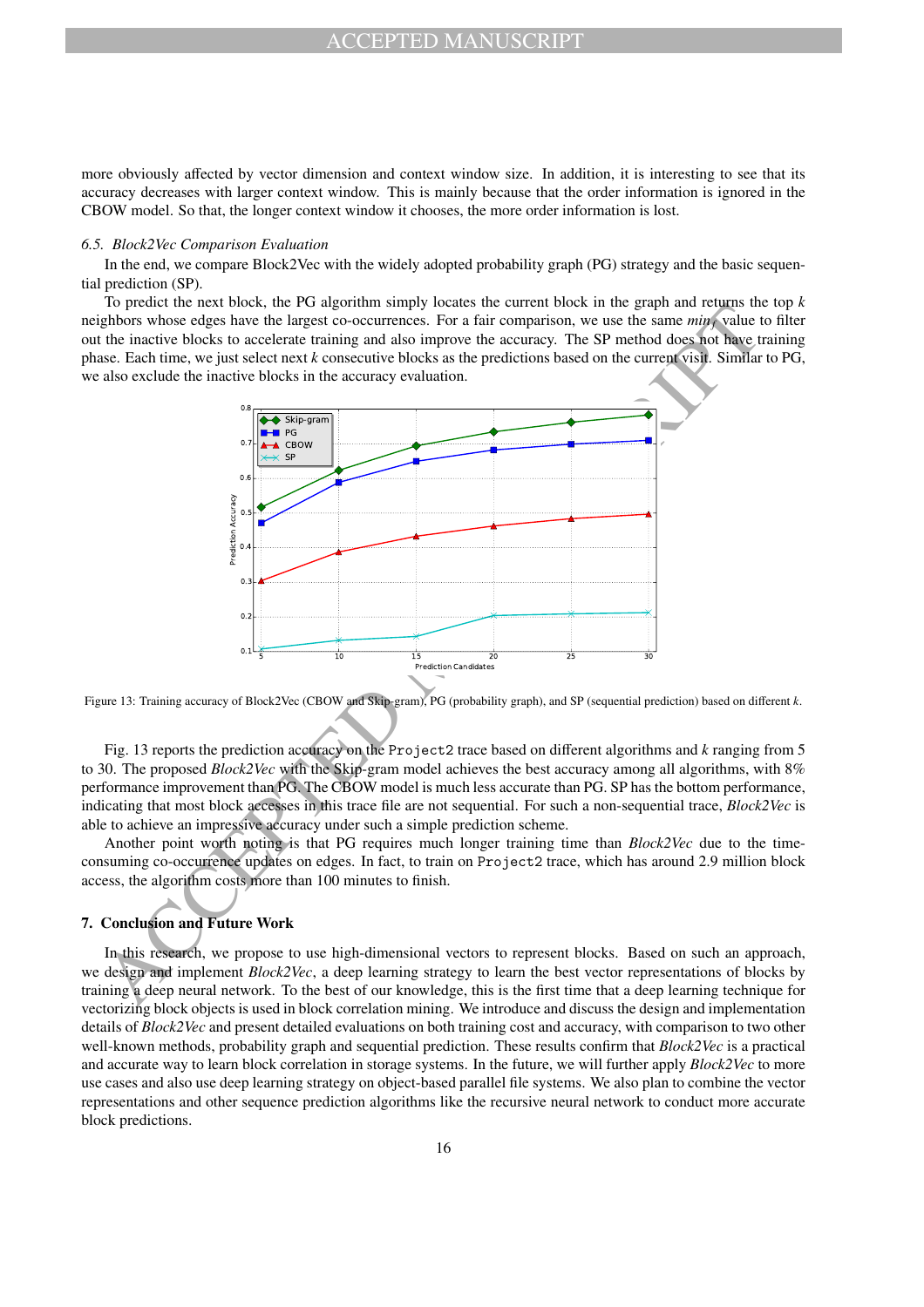more obviously affected by vector dimension and context window size. In addition, it is interesting to see that its accuracy decreases with larger context window. This is mainly because that the order information is ignored in the CBOW model. So that, the longer context window it chooses, the more order information is lost.

### 6.5. Block2Vec Comparison Evaluation

In the end, we compare Block2Vec with the widely adopted probability graph (PG) strategy and the basic sequential prediction (SP).

To predict the next block, the PG algorithm simply locates the current block in the graph and returns the top $k$ neighbors whose edges have the largest co-occurrences. For a fair comparison, we use the same $min_f$ value to filter out the inactive blocks to accelerate training and also improve the accuracy. The SP method does not have training phase. Each time, we just select next $k$ consecutive blocks as the predictions based on the current visit. Similar to PG, we also exclude the inactive blocks in the accuracy evaluation.

Figure 13: Training accuracy of Block2Vec (CBOW and Skip-gram), PG (probability graph), and SP (sequential prediction) based on different $k$.

Fig. 13 reports the prediction accuracy on the `Project2` trace based on different algorithms and $k$ ranging from 5 to 30. The proposed *Block2Vec* with the Skip-gram model achieves the best accuracy among all algorithms, with 8% performance improvement than PG. The CBOW model is much less accurate than PG. SP has the bottom performance, indicating that most block accesses in this trace file are not sequential. For such a non-sequential trace, *Block2Vec* is able to achieve an impressive accuracy under such a simple prediction scheme.

Another point worth noting is that PG requires much longer training time than *Block2Vec* due to the time-consuming co-occurrence updates on edges. In fact, to train on `Project2` trace, which has around 2.9 million block access, the algorithm costs more than 100 minutes to finish.

## 7. Conclusion and Future Work

In this research, we propose to use high-dimensional vectors to represent blocks. Based on such an approach, we design and implement *Block2Vec*, a deep learning strategy to learn the best vector representations of blocks by training a deep neural network. To the best of our knowledge, this is the first time that a deep learning technique for vectorizing block objects is used in block correlation mining. We introduce and discuss the design and implementation details of *Block2Vec* and present detailed evaluations on both training cost and accuracy, with comparison to two other well-known methods, probability graph and sequential prediction. These results confirm that *Block2Vec* is a practical and accurate way to learn block correlation in storage systems. In the future, we will further apply *Block2Vec* to more use cases and also use deep learning strategy on object-based parallel file systems. We also plan to combine the vector representations and other sequence prediction algorithms like the recursive neural network to conduct more accurate block predictions.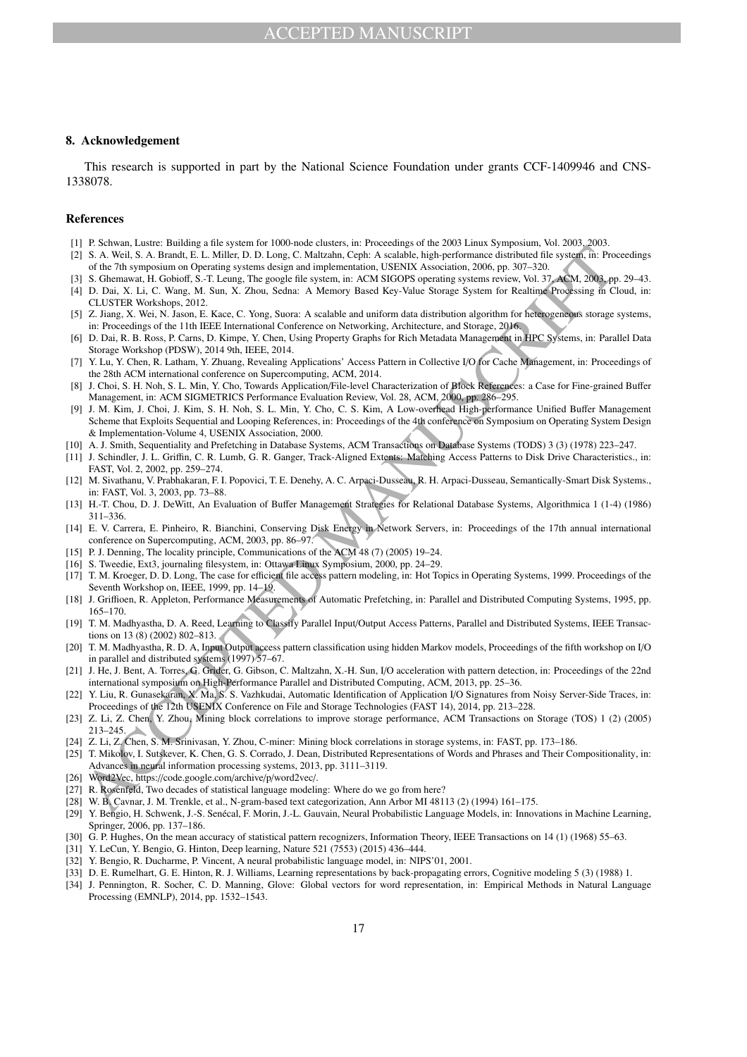## 8. Acknowledgement

This research is supported in part by the National Science Foundation under grants CCF-1409946 and CNS-1338078.

## References

[1] P. Schwan, Lustre: Building a file system for 1000-node clusters, in: Proceedings of the 2003 Linux Symposium, Vol. 2003, 2003.

[2] S. A. Weil, S. A. Brandt, E. L. Miller, D. D. Long, C. Maltzahn, Ceph: A scalable, high-performance distributed file system, in: Proceedings of the 7th symposium on Operating systems design and implementation, USENIX Association, 2006, pp. 307–320.

[3] S. Ghemawat, H. Gobioff, S.-T. Leung, The google file system, in: ACM SIGOPS operating systems review, Vol. 37, ACM, 2003, pp. 29–43.

[4] D. Dai, X. Li, C. Wang, M. Sun, X. Zhou, Sedna: A Memory Based Key-Value Storage System for Realtime Processing in Cloud, in: CLUSTER Workshops, 2012.

[5] Z. Jiang, X. Wei, N. Jason, E. Kace, C. Yong, Suora: A scalable and uniform data distribution algorithm for heterogeneous storage systems, in: Proceedings of the 11th IEEE International Conference on Networking, Architecture, and Storage, 2016.

[6] D. Dai, R. B. Ross, P. Carns, D. Kimpe, Y. Chen, Using Property Graphs for Rich Metadata Management in HPC Systems, in: Parallel Data Storage Workshop (PDSW), 2014 9th, IEEE, 2014.

[7] Y. Lu, Y. Chen, R. Latham, Y. Zhuang, Revealing Applications' Access Pattern in Collective I/O for Cache Management, in: Proceedings of the 28th ACM international conference on Supercomputing, ACM, 2014.

[8] J. Choi, S. H. Noh, S. L. Min, Y. Cho, Towards Application/File-level Characterization of Block References: a Case for Fine-grained Buffer Management, in: ACM SIGMETRICS Performance Evaluation Review, Vol. 28, ACM, 2000, pp. 286–295.

[9] J. M. Kim, J. Choi, J. Kim, S. H. Noh, S. L. Min, Y. Cho, C. S. Kim, A Low-overhead High-performance Unified Buffer Management Scheme that Exploits Sequential and Looping References, in: Proceedings of the 4th conference on Symposium on Operating System Design & Implementation-Volume 4, USENIX Association, 2000.

[10] A. J. Smith, Sequentiality and Prefetching in Database Systems, ACM Transactions on Database Systems (TODS) 3 (3) (1978) 223–247.

[11] J. Schindler, J. L. Griffin, C. R. Lumb, G. R. Ganger, Track-Aligned Extents: Matching Access Patterns to Disk Drive Characteristics., in: FAST, Vol. 2, 2002, pp. 259–274.

[12] M. Sivathanu, V. Prabhakaran, F. I. Popovici, T. E. Denehy, A. C. Arpaci-Dusseau, R. H. Arpaci-Dusseau, Semantically-Smart Disk Systems., in: FAST, Vol. 3, 2003, pp. 73–88.

[13] H.-T. Chou, D. J. DeWitt, An Evaluation of Buffer Management Strategies for Relational Database Systems, Algorithmica 1 (1-4) (1986) 311–336.

[14] E. V. Carrera, E. Pinheiro, R. Bianchini, Conserving Disk Energy in Network Servers, in: Proceedings of the 17th annual international conference on Supercomputing, ACM, 2003, pp. 86–97.

[15] P. J. Denning, The locality principle, Communications of the ACM 48 (7) (2005) 19–24.

[16] S. Tweedie, Ext3, journaling filesystem, in: Ottawa Linux Symposium, 2000, pp. 24–29.

[17] T. M. Kroeger, D. D. Long, The case for efficient file access pattern modeling, in: Hot Topics in Operating Systems, 1999. Proceedings of the Seventh Workshop on, IEEE, 1999, pp. 14–19.

[18] J. Griffioen, R. Appleton, Performance Measurements of Automatic Prefetching, in: Parallel and Distributed Computing Systems, 1995, pp. 165–170.

[19] T. M. Madhyastha, D. A. Reed, Learning to Classify Parallel Input/Output Access Patterns, Parallel and Distributed Systems, IEEE Transactions on 13 (8) (2002) 802–813.

[20] T. M. Madhyastha, R. D. A, Input Output access pattern classification using hidden Markov models, Proceedings of the fifth workshop on I/O in parallel and distributed systems (1997) 57–67.

[21] J. He, J. Bent, A. Torres, G. Grider, G. Gibson, C. Maltzahn, X.-H. Sun, I/O acceleration with pattern detection, in: Proceedings of the 22nd international symposium on High-Performance Parallel and Distributed Computing, ACM, 2013, pp. 25–36.

[22] Y. Liu, R. Gunasekaran, X. Ma, S. S. Vazhkudai, Automatic Identification of Application I/O Signatures from Noisy Server-Side Traces, in: Proceedings of the 12th USENIX Conference on File and Storage Technologies (FAST 14), 2014, pp. 213–228.

[23] Z. Li, Z. Chen, Y. Zhou, Mining block correlations to improve storage performance, ACM Transactions on Storage (TOS) 1 (2) (2005) 213–245.

[24] Z. Li, Z. Chen, S. M. Srinivasan, Y. Zhou, C-miner: Mining block correlations in storage systems, in: FAST, pp. 173–186.

[25] T. Mikolov, I. Sutskever, K. Chen, G. S. Corrado, J. Dean, Distributed Representations of Words and Phrases and Their Compositionality, in: Advances in neural information processing systems, 2013, pp. 3111–3119.

[26] Word2Vec, https://code.google.com/archive/p/word2vec/.

[27] R. Rosenfeld, Two decades of statistical language modeling: Where do we go from here?

[28] W. B. Cavnar, J. M. Trenkle, et al., N-gram-based text categorization, Ann Arbor MI 48113 (2) (1994) 161–175.

[29] Y. Bengio, H. Schwenk, J.-S. Senécal, F. Morin, J.-L. Gauvain, Neural Probabilistic Language Models, in: Innovations in Machine Learning, Springer, 2006, pp. 137–186.

[30] G. P. Hughes, On the mean accuracy of statistical pattern recognizers, Information Theory, IEEE Transactions on 14 (1) (1968) 55–63.

[31] Y. LeCun, Y. Bengio, G. Hinton, Deep learning, Nature 521 (7553) (2015) 436–444.

[32] Y. Bengio, R. Ducharme, P. Vincent, A neural probabilistic language model, in: NIPS'01, 2001.

[33] D. E. Rumelhart, G. E. Hinton, R. J. Williams, Learning representations by back-propagating errors, Cognitive modeling 5 (3) (1988) 1.

[34] J. Pennington, R. Socher, C. D. Manning, Glove: Global vectors for word representation, in: Empirical Methods in Natural Language Processing (EMNLP), 2014, pp. 1532–1543.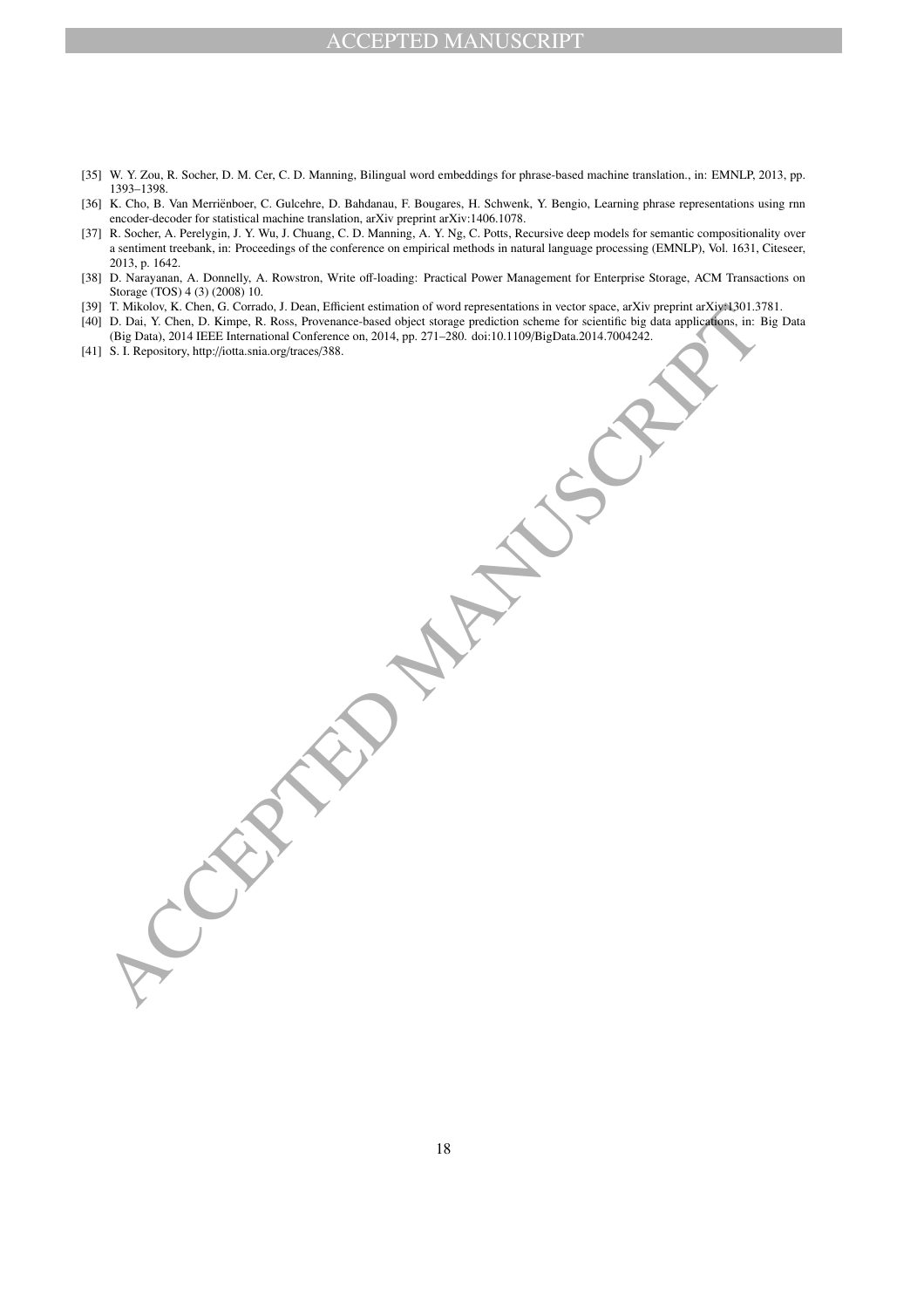[35] W. Y. Zou, R. Socher, D. M. Cer, C. D. Manning, Bilingual word embeddings for phrase-based machine translation., in: EMNLP, 2013, pp. 1393–1398.

[36] K. Cho, B. Van Merriënboer, C. Gulcehre, D. Bahdanau, F. Bougares, H. Schwenk, Y. Bengio, Learning phrase representations using rnn encoder-decoder for statistical machine translation, arXiv preprint arXiv:1406.1078.

[37] R. Socher, A. Perelygin, J. Y. Wu, J. Chuang, C. D. Manning, A. Y. Ng, C. Potts, Recursive deep models for semantic compositionality over a sentiment treebank, in: Proceedings of the conference on empirical methods in natural language processing (EMNLP), Vol. 1631, Citeseer, 2013, p. 1642.

[38] D. Narayanan, A. Donnelly, A. Rowstron, Write off-loading: Practical Power Management for Enterprise Storage, ACM Transactions on Storage (TOS) 4 (3) (2008) 10.

[39] T. Mikolov, K. Chen, G. Corrado, J. Dean, Efficient estimation of word representations in vector space, arXiv preprint arXiv:1301.3781.

[40] D. Dai, Y. Chen, D. Kimpe, R. Ross, Provenance-based object storage prediction scheme for scientific big data applications, in: Big Data (Big Data), 2014 IEEE International Conference on, 2014, pp. 271–280. doi:10.1109/BigData.2014.7004242.

[41] S. I. Repository, http://iotta.snia.org/traces/388.